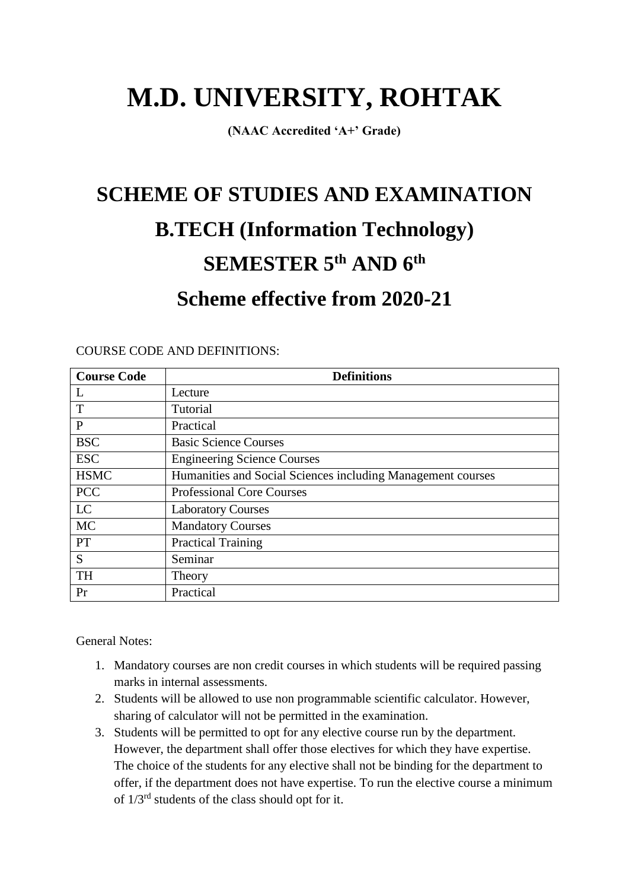# M.D. UNIVERSITY, ROHTAK

**(NAAC Accredited 'A+' Grade)**

# SCHEME OF STUDIES AND EXAMINATION

# B.TECH (Information Technology)

# SEMESTER 5th AND 6th

# Scheme effective from 2020-21

COURSE CODE AND DEFINITIONS:

| Course Code | Definitions |
|---|---|
| L | Lecture |
| T | Tutorial |
| P | Practical |
| BSC | Basic Science Courses |
| ESC | Engineering Science Courses |
| HSMC | Humanities and Social Sciences including Management courses |
| PCC | Professional Core Courses |
| LC | Laboratory Courses |
| MC | Mandatory Courses |
| PT | Practical Training |
| S | Seminar |
| TH | Theory |
| Pr | Practical |

General Notes:

1. Mandatory courses are non credit courses in which students will be required passing marks in internal assessments.
2. Students will be allowed to use non programmable scientific calculator. However, sharing of calculator will not be permitted in the examination.
3. Students will be permitted to opt for any elective course run by the department. However, the department shall offer those electives for which they have expertise. The choice of the students for any elective shall not be binding for the department to offer, if the department does not have expertise. To run the elective course a minimum of 1/3rd students of the class should opt for it.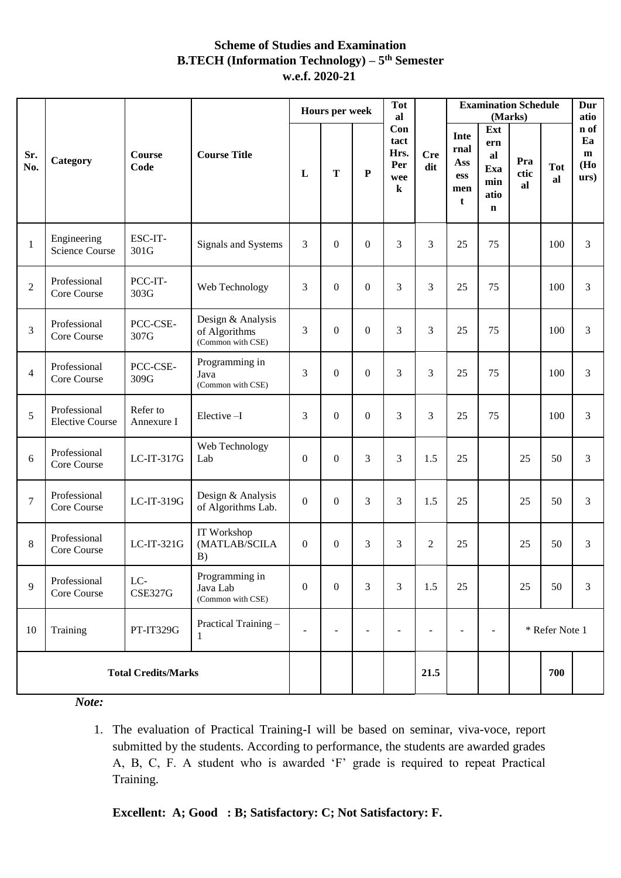# Scheme of Studies and Examination
## B.TECH (Information Technology) – 5th Semester
### w.e.f. 2020-21

| Sr. No. | Category | Course Code | Course Title | Hours per week | | | Total Contact Hrs. Per week | Credit | Examination Schedule (Marks) | | | | Duration of Exam (Hours) |
|---|---|---|---|---|---|---|---|---|---|---|---|---|---|
| | | | | L | T | P | | | Internal Assessment | External Examination | Practical | Total | |
| 1 | Engineering Science Course | ESC-IT-301G | Signals and Systems | 3 | 0 | 0 | 3 | 3 | 25 | 75 | | 100 | 3 |
| 2 | Professional Core Course | PCC-IT-303G | Web Technology | 3 | 0 | 0 | 3 | 3 | 25 | 75 | | 100 | 3 |
| 3 | Professional Core Course | PCC-CSE-307G | Design & Analysis of Algorithms (Common with CSE) | 3 | 0 | 0 | 3 | 3 | 25 | 75 | | 100 | 3 |
| 4 | Professional Core Course | PCC-CSE-309G | Programming in Java (Common with CSE) | 3 | 0 | 0 | 3 | 3 | 25 | 75 | | 100 | 3 |
| 5 | Professional Elective Course | Refer to Annexure I | Elective –I | 3 | 0 | 0 | 3 | 3 | 25 | 75 | | 100 | 3 |
| 6 | Professional Core Course | LC-IT-317G | Web Technology Lab | 0 | 0 | 3 | 3 | 1.5 | 25 | | 25 | 50 | 3 |
| 7 | Professional Core Course | LC-IT-319G | Design & Analysis of Algorithms Lab. | 0 | 0 | 3 | 3 | 1.5 | 25 | | 25 | 50 | 3 |
| 8 | Professional Core Course | LC-IT-321G | IT Workshop (MATLAB/SCILAB) | 0 | 0 | 3 | 3 | 2 | 25 | | 25 | 50 | 3 |
| 9 | Professional Core Course | LC-CSE327G | Programming in Java Lab (Common with CSE) | 0 | 0 | 3 | 3 | 1.5 | 25 | | 25 | 50 | 3 |
| 10 | Training | PT-IT329G | Practical Training – 1 | - | - | - | - | - | - | - | * Refer Note 1 | | |
| **Total Credits/Marks** | | | | | | | | **21.5** | | | | **700** | |

***Note:***

1. The evaluation of Practical Training-I will be based on seminar, viva-voce, report submitted by the students. According to performance, the students are awarded grades A, B, C, F. A student who is awarded 'F' grade is required to repeat Practical Training.

**Excellent: A; Good : B; Satisfactory: C; Not Satisfactory: F.**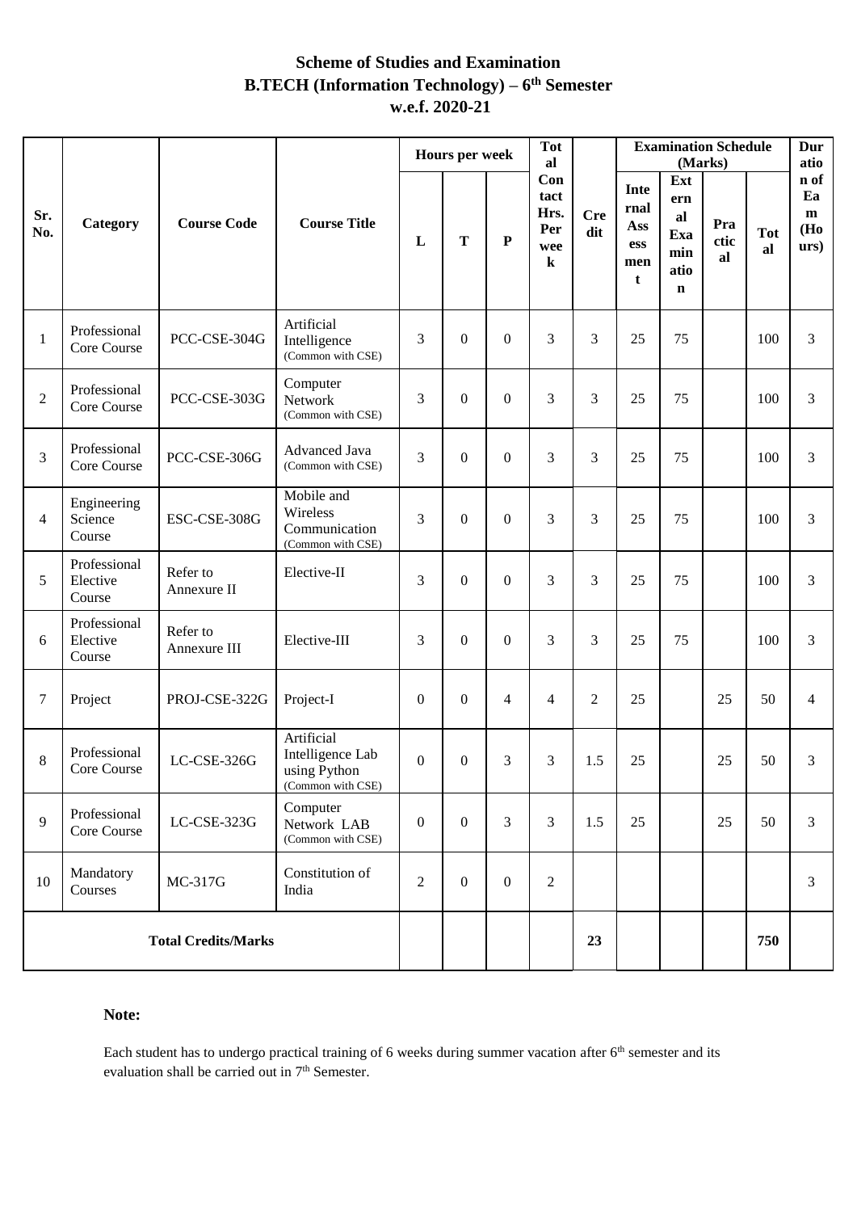# Scheme of Studies and Examination
## B.TECH (Information Technology) – 6th Semester
### w.e.f. 2020-21

| Sr. No. | Category | Course Code | Course Title | Hours per week | | | Total Contact Hrs. Per week | Credit | Examination Schedule (Marks) | | | | Duration of Exam (Hours) |
|---|---|---|---|---|---|---|---|---|---|---|---|---|---|
| | | | | L | T | P | | | Internal Assessment | External Examination | Practical | Total | |
| 1 | Professional Core Course | PCC-CSE-304G | Artificial Intelligence (Common with CSE) | 3 | 0 | 0 | 3 | 3 | 25 | 75 | | 100 | 3 |
| 2 | Professional Core Course | PCC-CSE-303G | Computer Network (Common with CSE) | 3 | 0 | 0 | 3 | 3 | 25 | 75 | | 100 | 3 |
| 3 | Professional Core Course | PCC-CSE-306G | Advanced Java (Common with CSE) | 3 | 0 | 0 | 3 | 3 | 25 | 75 | | 100 | 3 |
| 4 | Engineering Science Course | ESC-CSE-308G | Mobile and Wireless Communication (Common with CSE) | 3 | 0 | 0 | 3 | 3 | 25 | 75 | | 100 | 3 |
| 5 | Professional Elective Course | Refer to Annexure II | Elective-II | 3 | 0 | 0 | 3 | 3 | 25 | 75 | | 100 | 3 |
| 6 | Professional Elective Course | Refer to Annexure III | Elective-III | 3 | 0 | 0 | 3 | 3 | 25 | 75 | | 100 | 3 |
| 7 | Project | PROJ-CSE-322G | Project-I | 0 | 0 | 4 | 4 | 2 | 25 | | 25 | 50 | 4 |
| 8 | Professional Core Course | LC-CSE-326G | Artificial Intelligence Lab using Python (Common with CSE) | 0 | 0 | 3 | 3 | 1.5 | 25 | | 25 | 50 | 3 |
| 9 | Professional Core Course | LC-CSE-323G | Computer Network LAB (Common with CSE) | 0 | 0 | 3 | 3 | 1.5 | 25 | | 25 | 50 | 3 |
| 10 | Mandatory Courses | MC-317G | Constitution of India | 2 | 0 | 0 | 2 | | | | | | 3 |
| **Total Credits/Marks** | | | | | | | | **23** | | | | **750** | |

**Note:**

Each student has to undergo practical training of 6 weeks during summer vacation after 6th semester and its evaluation shall be carried out in 7th Semester.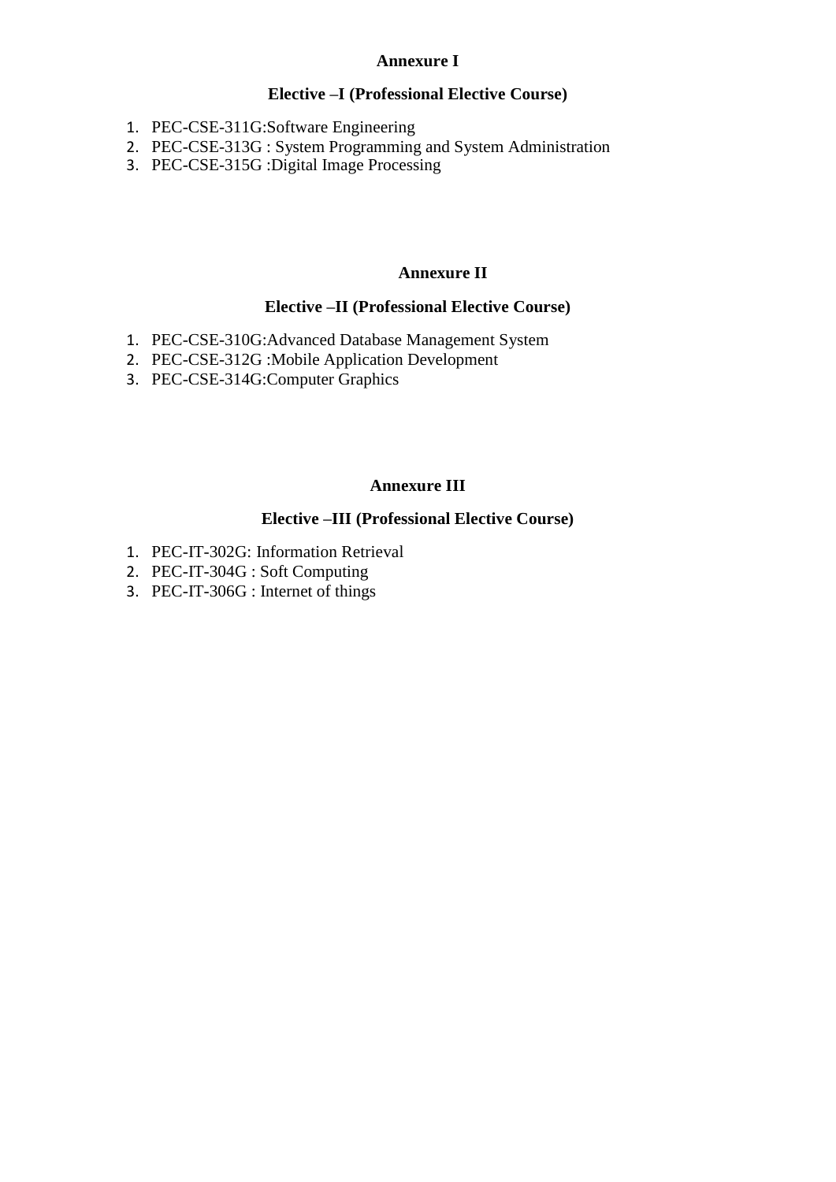## Annexure I

### Elective –I (Professional Elective Course)

1. PEC-CSE-311G:Software Engineering
2. PEC-CSE-313G : System Programming and System Administration
3. PEC-CSE-315G :Digital Image Processing

## Annexure II

### Elective –II (Professional Elective Course)

1. PEC-CSE-310G:Advanced Database Management System
2. PEC-CSE-312G :Mobile Application Development
3. PEC-CSE-314G:Computer Graphics

## Annexure III

### Elective –III (Professional Elective Course)

1. PEC-IT-302G: Information Retrieval
2. PEC-IT-304G : Soft Computing
3. PEC-IT-306G : Internet of things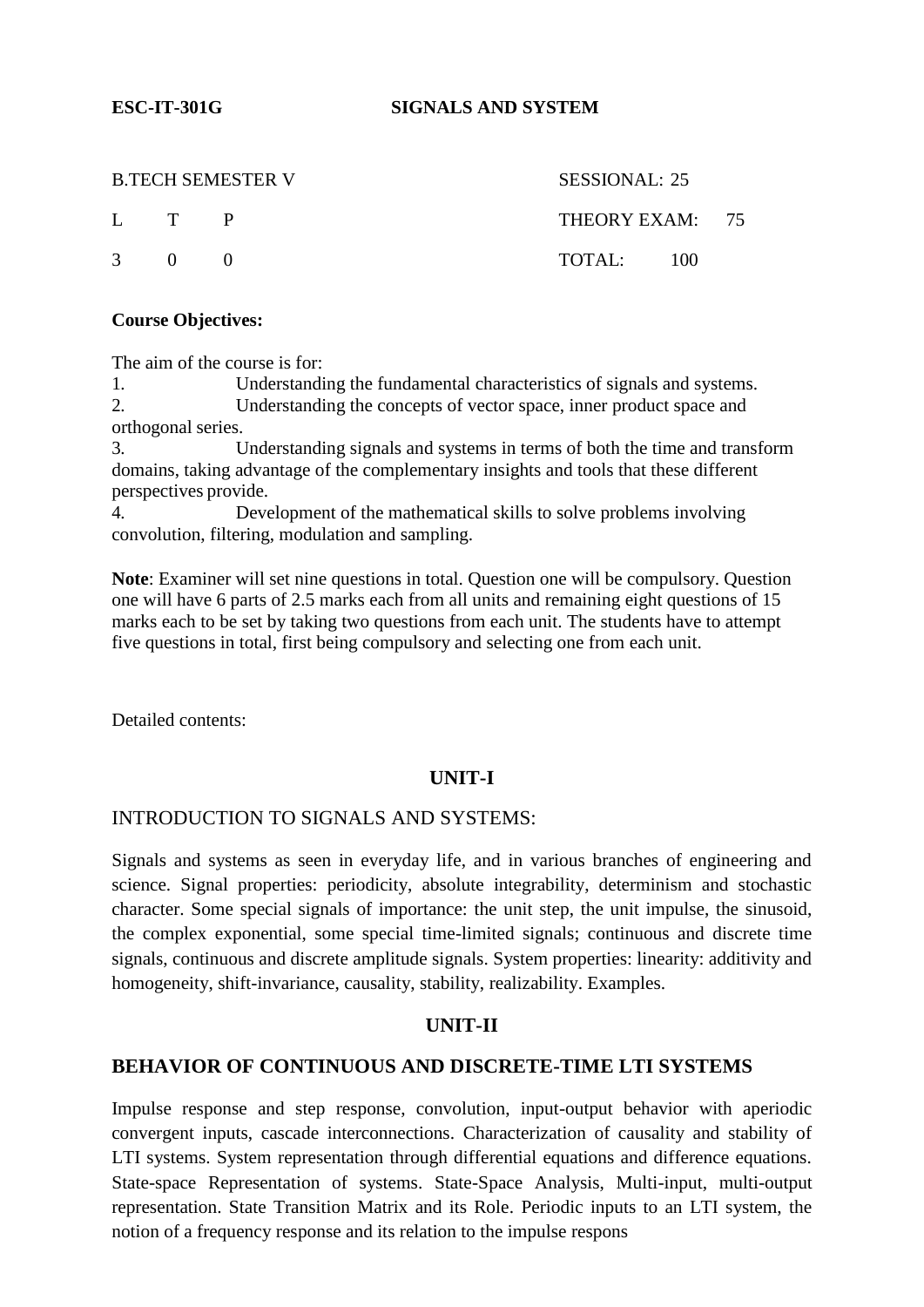**ESC-IT-301G** **SIGNALS AND SYSTEM**

| B.TECH SEMESTER V | | | SESSIONAL: 25 |
|---|---|---|---|
| L | T | P | THEORY EXAM: 75 |
| 3 | 0 | 0 | TOTAL: 100 |

**Course Objectives:**

The aim of the course is for:

1. Understanding the fundamental characteristics of signals and systems.
2. Understanding the concepts of vector space, inner product space and orthogonal series.
3. Understanding signals and systems in terms of both the time and transform domains, taking advantage of the complementary insights and tools that these different perspectives provide.
4. Development of the mathematical skills to solve problems involving convolution, filtering, modulation and sampling.

**Note**: Examiner will set nine questions in total. Question one will be compulsory. Question one will have 6 parts of 2.5 marks each from all units and remaining eight questions of 15 marks each to be set by taking two questions from each unit. The students have to attempt five questions in total, first being compulsory and selecting one from each unit.

Detailed contents:

## UNIT-I

INTRODUCTION TO SIGNALS AND SYSTEMS:

Signals and systems as seen in everyday life, and in various branches of engineering and science. Signal properties: periodicity, absolute integrability, determinism and stochastic character. Some special signals of importance: the unit step, the unit impulse, the sinusoid, the complex exponential, some special time-limited signals; continuous and discrete time signals, continuous and discrete amplitude signals. System properties: linearity: additivity and homogeneity, shift-invariance, causality, stability, realizability. Examples.

## UNIT-II

### BEHAVIOR OF CONTINUOUS AND DISCRETE-TIME LTI SYSTEMS

Impulse response and step response, convolution, input-output behavior with aperiodic convergent inputs, cascade interconnections. Characterization of causality and stability of LTI systems. System representation through differential equations and difference equations. State-space Representation of systems. State-Space Analysis, Multi-input, multi-output representation. State Transition Matrix and its Role. Periodic inputs to an LTI system, the notion of a frequency response and its relation to the impulse respons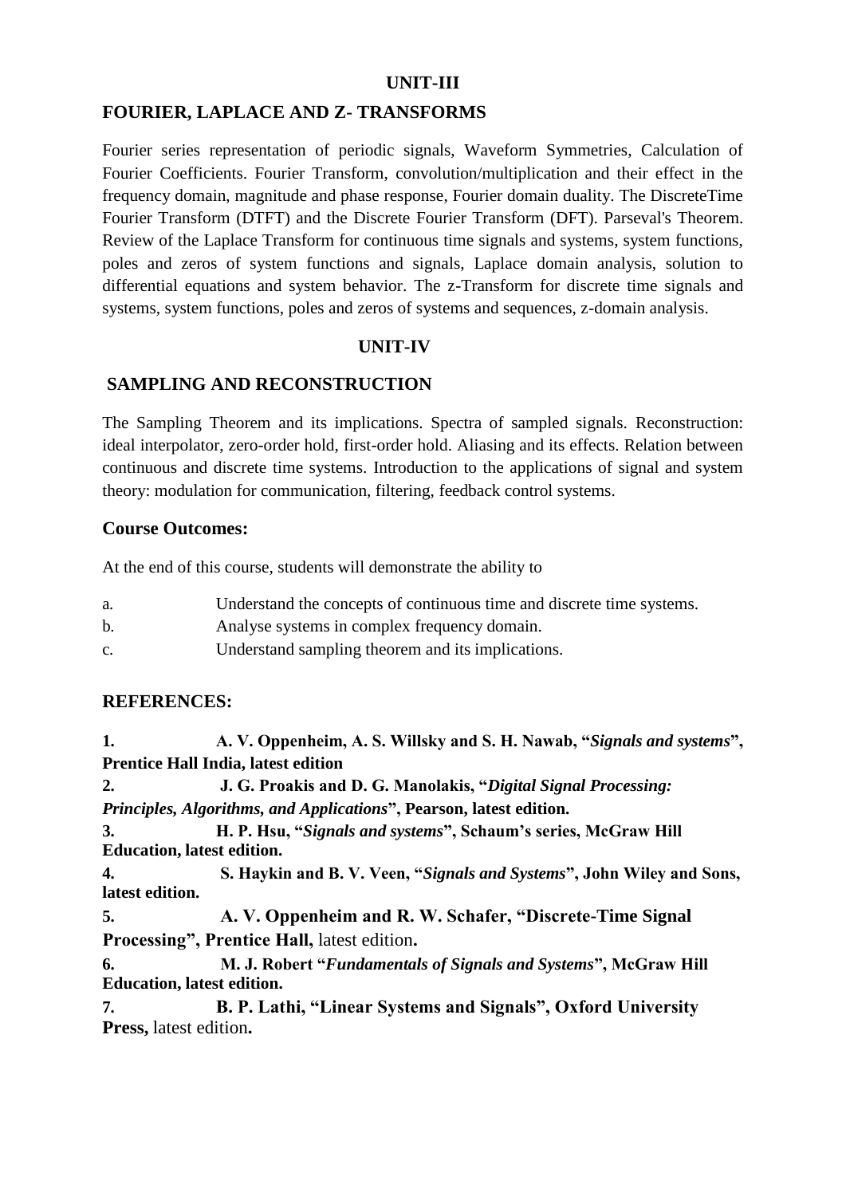## UNIT-III

## FOURIER, LAPLACE AND Z- TRANSFORMS

Fourier series representation of periodic signals, Waveform Symmetries, Calculation of Fourier Coefficients. Fourier Transform, convolution/multiplication and their effect in the frequency domain, magnitude and phase response, Fourier domain duality. The DiscreteTime Fourier Transform (DTFT) and the Discrete Fourier Transform (DFT). Parseval's Theorem. Review of the Laplace Transform for continuous time signals and systems, system functions, poles and zeros of system functions and signals, Laplace domain analysis, solution to differential equations and system behavior. The z-Transform for discrete time signals and systems, system functions, poles and zeros of systems and sequences, z-domain analysis.

## UNIT-IV

## SAMPLING AND RECONSTRUCTION

The Sampling Theorem and its implications. Spectra of sampled signals. Reconstruction: ideal interpolator, zero-order hold, first-order hold. Aliasing and its effects. Relation between continuous and discrete time systems. Introduction to the applications of signal and system theory: modulation for communication, filtering, feedback control systems.

### Course Outcomes:

At the end of this course, students will demonstrate the ability to

a. Understand the concepts of continuous time and discrete time systems.
b. Analyse systems in complex frequency domain.
c. Understand sampling theorem and its implications.

### REFERENCES:

1. **A. V. Oppenheim, A. S. Willsky and S. H. Nawab, "*Signals and systems*", Prentice Hall India, latest edition**
2. **J. G. Proakis and D. G. Manolakis, "*Digital Signal Processing: Principles, Algorithms, and Applications*", Pearson, latest edition.**
3. **H. P. Hsu, "*Signals and systems*", Schaum's series, McGraw Hill Education, latest edition.**
4. **S. Haykin and B. V. Veen, "*Signals and Systems*", John Wiley and Sons, latest edition.**
5. **A. V. Oppenheim and R. W. Schafer, "Discrete-Time Signal Processing", Prentice Hall,** latest edition**.**
6. **M. J. Robert "*Fundamentals of Signals and Systems*", McGraw Hill Education, latest edition.**
7. **B. P. Lathi, "Linear Systems and Signals", Oxford University Press,** latest edition**.**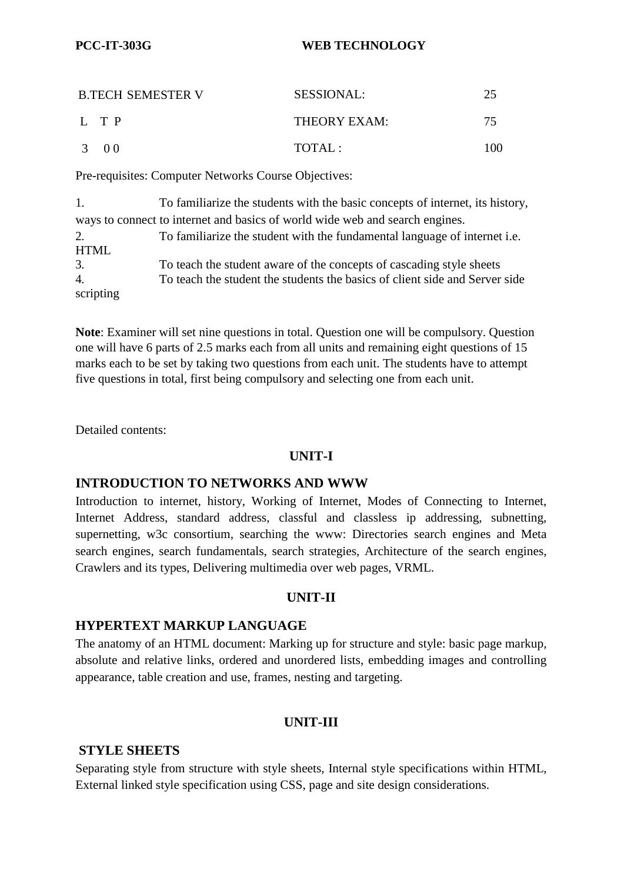**PCC-IT-303G** **WEB TECHNOLOGY**

| B.TECH SEMESTER V | SESSIONAL: | 25 |
|---|---|---|
| L T P | THEORY EXAM: | 75 |
| 3 0 0 | TOTAL : | 100 |

Pre-requisites: Computer Networks Course Objectives:

1. To familiarize the students with the basic concepts of internet, its history, ways to connect to internet and basics of world wide web and search engines.
2. To familiarize the student with the fundamental language of internet i.e. HTML
3. To teach the student aware of the concepts of cascading style sheets
4. To teach the student the students the basics of client side and Server side scripting

**Note**: Examiner will set nine questions in total. Question one will be compulsory. Question one will have 6 parts of 2.5 marks each from all units and remaining eight questions of 15 marks each to be set by taking two questions from each unit. The students have to attempt five questions in total, first being compulsory and selecting one from each unit.

Detailed contents:

## UNIT-I

### INTRODUCTION TO NETWORKS AND WWW

Introduction to internet, history, Working of Internet, Modes of Connecting to Internet, Internet Address, standard address, classful and classless ip addressing, subnetting, supernetting, w3c consortium, searching the www: Directories search engines and Meta search engines, search fundamentals, search strategies, Architecture of the search engines, Crawlers and its types, Delivering multimedia over web pages, VRML.

## UNIT-II

### HYPERTEXT MARKUP LANGUAGE

The anatomy of an HTML document: Marking up for structure and style: basic page markup, absolute and relative links, ordered and unordered lists, embedding images and controlling appearance, table creation and use, frames, nesting and targeting.

## UNIT-III

### STYLE SHEETS

Separating style from structure with style sheets, Internal style specifications within HTML, External linked style specification using CSS, page and site design considerations.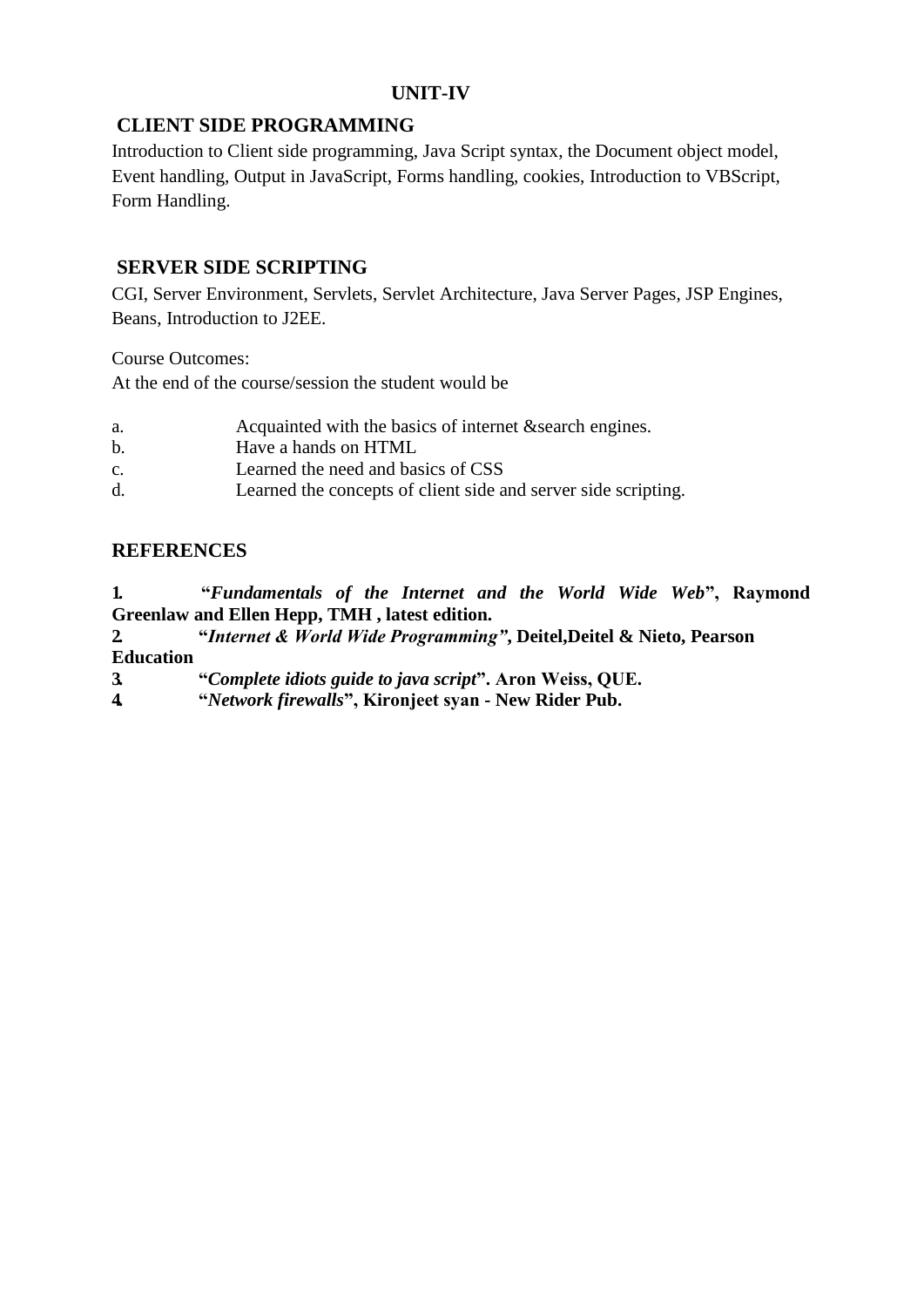## UNIT-IV

### CLIENT SIDE PROGRAMMING

Introduction to Client side programming, Java Script syntax, the Document object model, Event handling, Output in JavaScript, Forms handling, cookies, Introduction to VBScript, Form Handling.

### SERVER SIDE SCRIPTING

CGI, Server Environment, Servlets, Servlet Architecture, Java Server Pages, JSP Engines, Beans, Introduction to J2EE.

Course Outcomes:

At the end of the course/session the student would be

a. Acquainted with the basics of internet &search engines.
b. Have a hands on HTML
c. Learned the need and basics of CSS
d. Learned the concepts of client side and server side scripting.

### REFERENCES

1. **"*Fundamentals of the Internet and the World Wide Web*", Raymond Greenlaw and Ellen Hepp, TMH , latest edition.**
2. **"*Internet & World Wide Programming*", Deitel,Deitel & Nieto, Pearson Education**
3. **"*Complete idiots guide to java script*". Aron Weiss, QUE.**
4. **"*Network firewalls*", Kironjeet syan - New Rider Pub.**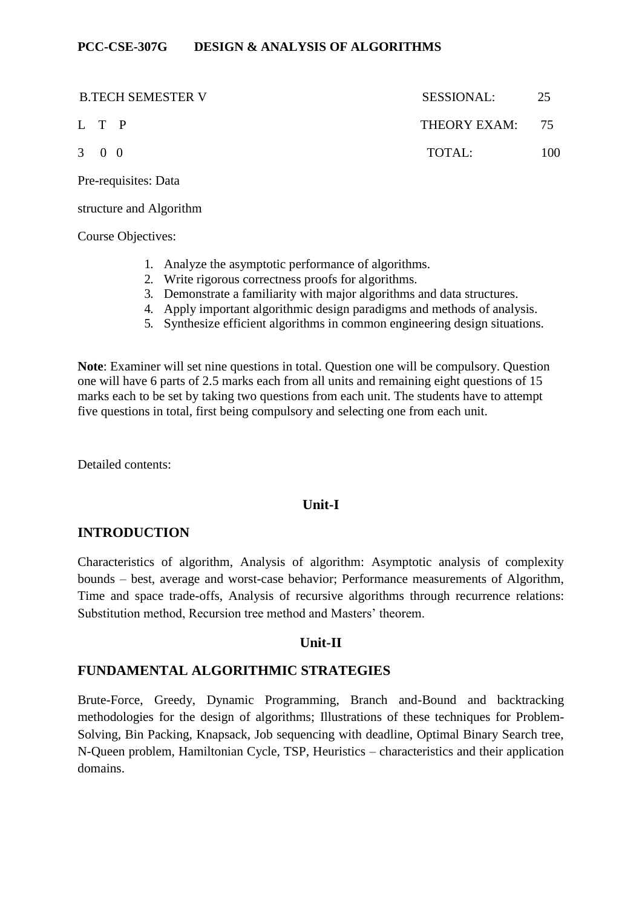**PCC-CSE-307G DESIGN & ANALYSIS OF ALGORITHMS**

| B.TECH SEMESTER V | SESSIONAL: | 25 |
|---|---|---|
| L T P | THEORY EXAM: | 75 |
| 3 0 0 | TOTAL: | 100 |

Pre-requisites: Data structure and Algorithm

Course Objectives:

1. Analyze the asymptotic performance of algorithms.
2. Write rigorous correctness proofs for algorithms.
3. Demonstrate a familiarity with major algorithms and data structures.
4. Apply important algorithmic design paradigms and methods of analysis.
5. Synthesize efficient algorithms in common engineering design situations.

**Note**: Examiner will set nine questions in total. Question one will be compulsory. Question one will have 6 parts of 2.5 marks each from all units and remaining eight questions of 15 marks each to be set by taking two questions from each unit. The students have to attempt five questions in total, first being compulsory and selecting one from each unit.

Detailed contents:

## Unit-I

### INTRODUCTION

Characteristics of algorithm, Analysis of algorithm: Asymptotic analysis of complexity bounds – best, average and worst-case behavior; Performance measurements of Algorithm, Time and space trade-offs, Analysis of recursive algorithms through recurrence relations: Substitution method, Recursion tree method and Masters' theorem.

## Unit-II

### FUNDAMENTAL ALGORITHMIC STRATEGIES

Brute-Force, Greedy, Dynamic Programming, Branch and-Bound and backtracking methodologies for the design of algorithms; Illustrations of these techniques for Problem-Solving, Bin Packing, Knapsack, Job sequencing with deadline, Optimal Binary Search tree, N-Queen problem, Hamiltonian Cycle, TSP, Heuristics – characteristics and their application domains.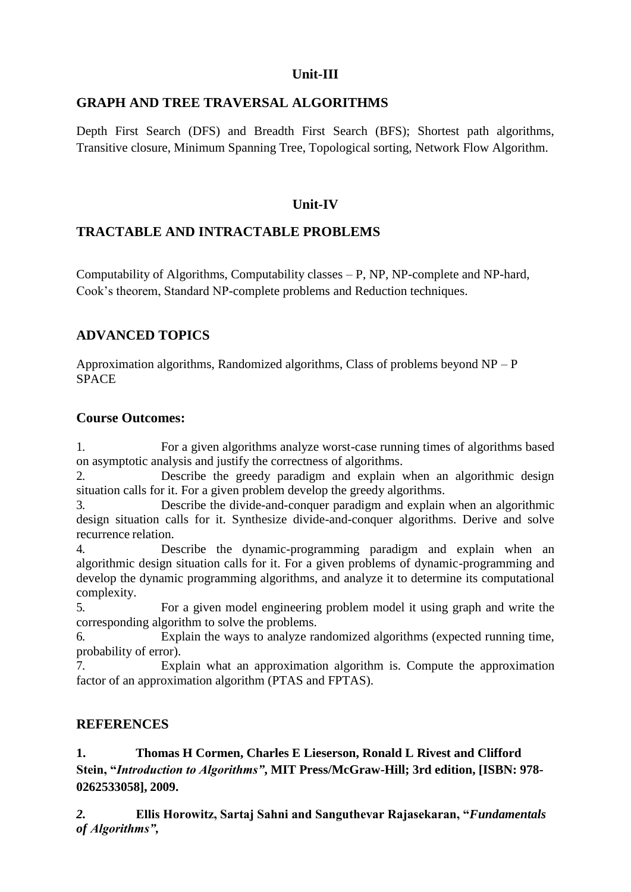## Unit-III

## GRAPH AND TREE TRAVERSAL ALGORITHMS

Depth First Search (DFS) and Breadth First Search (BFS); Shortest path algorithms, Transitive closure, Minimum Spanning Tree, Topological sorting, Network Flow Algorithm.

## Unit-IV

## TRACTABLE AND INTRACTABLE PROBLEMS

Computability of Algorithms, Computability classes – P, NP, NP-complete and NP-hard, Cook's theorem, Standard NP-complete problems and Reduction techniques.

## ADVANCED TOPICS

Approximation algorithms, Randomized algorithms, Class of problems beyond NP – P SPACE

### Course Outcomes:

1. For a given algorithms analyze worst-case running times of algorithms based on asymptotic analysis and justify the correctness of algorithms.
2. Describe the greedy paradigm and explain when an algorithmic design situation calls for it. For a given problem develop the greedy algorithms.
3. Describe the divide-and-conquer paradigm and explain when an algorithmic design situation calls for it. Synthesize divide-and-conquer algorithms. Derive and solve recurrence relation.
4. Describe the dynamic-programming paradigm and explain when an algorithmic design situation calls for it. For a given problems of dynamic-programming and develop the dynamic programming algorithms, and analyze it to determine its computational complexity.
5. For a given model engineering problem model it using graph and write the corresponding algorithm to solve the problems.
6. Explain the ways to analyze randomized algorithms (expected running time, probability of error).
7. Explain what an approximation algorithm is. Compute the approximation factor of an approximation algorithm (PTAS and FPTAS).

## REFERENCES

**1. Thomas H Cormen, Charles E Lieserson, Ronald L Rivest and Clifford Stein, "*Introduction to Algorithms*", MIT Press/McGraw-Hill; 3rd edition, [ISBN: 978-0262533058], 2009.**

***2.*** **Ellis Horowitz, Sartaj Sahni and Sanguthevar Rajasekaran, "*Fundamentals of Algorithms*",**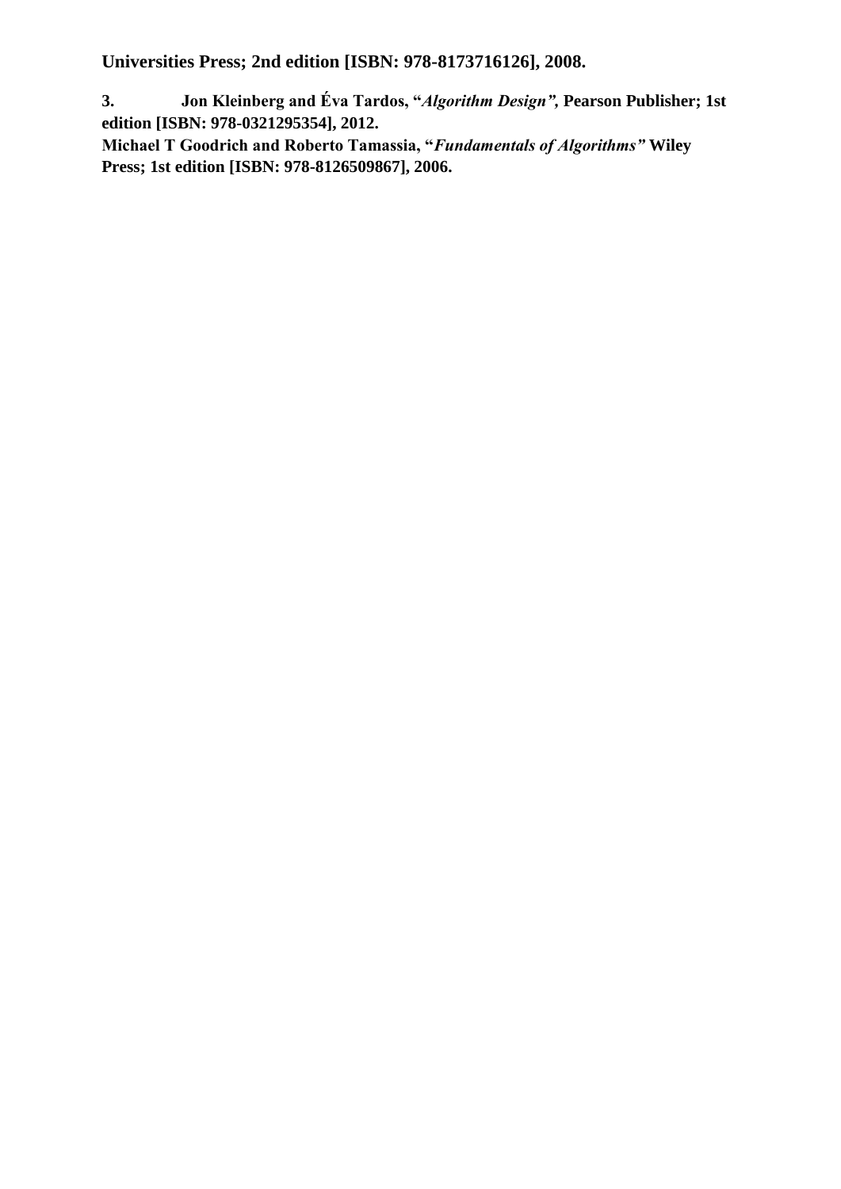**Universities Press; 2nd edition [ISBN: 978-8173716126], 2008.**

**3. Jon Kleinberg and Éva Tardos, "*Algorithm Design"*, Pearson Publisher; 1st edition [ISBN: 978-0321295354], 2012.**

**Michael T Goodrich and Roberto Tamassia, "*Fundamentals of Algorithms"* Wiley Press; 1st edition [ISBN: 978-8126509867], 2006.**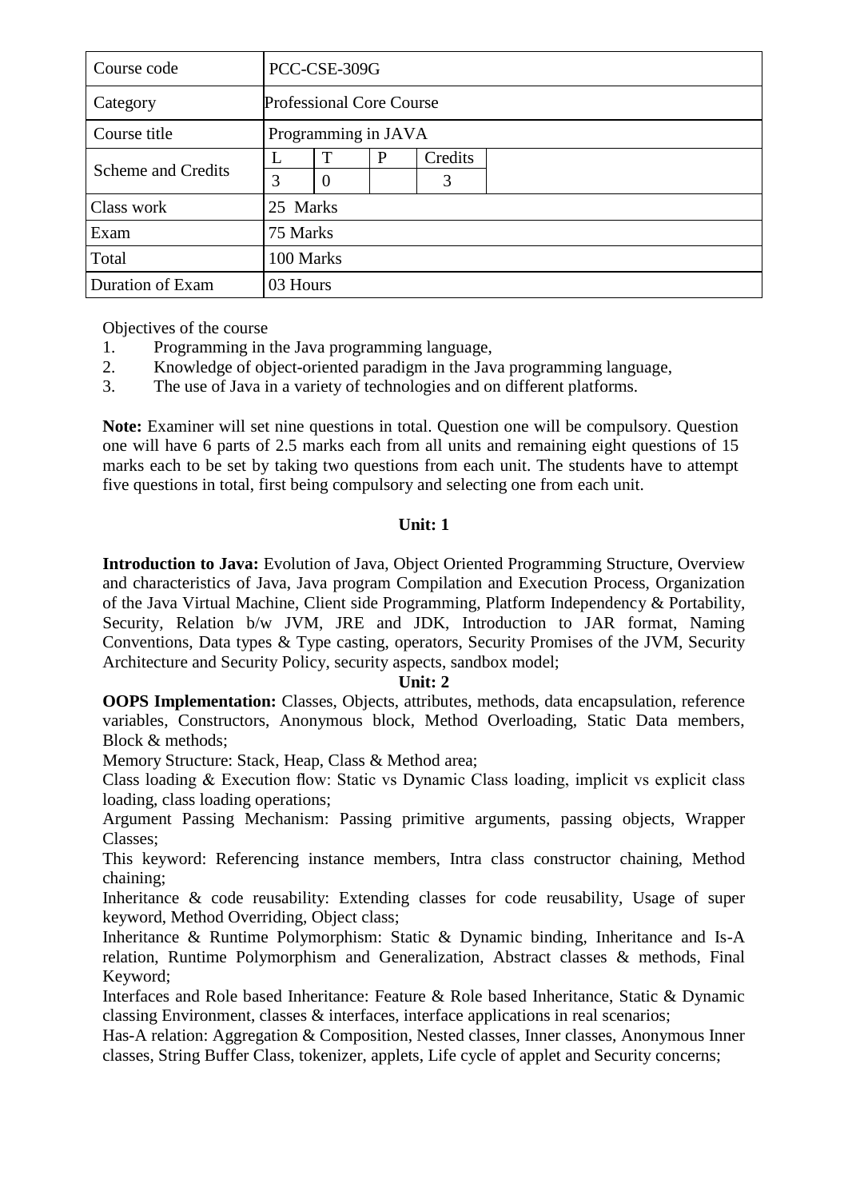| Course code | PCC-CSE-309G | | | | |
|---|---|---|---|---|---|
| Category | Professional Core Course | | | | |
| Course title | Programming in JAVA | | | | |
| Scheme and Credits | L | T | P | Credits | |
| | 3 | 0 | | 3 | |
| Class work | 25 Marks | | | | |
| Exam | 75 Marks | | | | |
| Total | 100 Marks | | | | |
| Duration of Exam | 03 Hours | | | | |

Objectives of the course

1. Programming in the Java programming language,
2. Knowledge of object-oriented paradigm in the Java programming language,
3. The use of Java in a variety of technologies and on different platforms.

**Note:** Examiner will set nine questions in total. Question one will be compulsory. Question one will have 6 parts of 2.5 marks each from all units and remaining eight questions of 15 marks each to be set by taking two questions from each unit. The students have to attempt five questions in total, first being compulsory and selecting one from each unit.

**Unit: 1**

**Introduction to Java:** Evolution of Java, Object Oriented Programming Structure, Overview and characteristics of Java, Java program Compilation and Execution Process, Organization of the Java Virtual Machine, Client side Programming, Platform Independency & Portability, Security, Relation b/w JVM, JRE and JDK, Introduction to JAR format, Naming Conventions, Data types & Type casting, operators, Security Promises of the JVM, Security Architecture and Security Policy, security aspects, sandbox model;

**Unit: 2**

**OOPS Implementation:** Classes, Objects, attributes, methods, data encapsulation, reference variables, Constructors, Anonymous block, Method Overloading, Static Data members, Block & methods;

Memory Structure: Stack, Heap, Class & Method area;

Class loading & Execution flow: Static vs Dynamic Class loading, implicit vs explicit class loading, class loading operations;

Argument Passing Mechanism: Passing primitive arguments, passing objects, Wrapper Classes;

This keyword: Referencing instance members, Intra class constructor chaining, Method chaining;

Inheritance & code reusability: Extending classes for code reusability, Usage of super keyword, Method Overriding, Object class;

Inheritance & Runtime Polymorphism: Static & Dynamic binding, Inheritance and Is-A relation, Runtime Polymorphism and Generalization, Abstract classes & methods, Final Keyword;

Interfaces and Role based Inheritance: Feature & Role based Inheritance, Static & Dynamic classing Environment, classes & interfaces, interface applications in real scenarios;

Has-A relation: Aggregation & Composition, Nested classes, Inner classes, Anonymous Inner classes, String Buffer Class, tokenizer, applets, Life cycle of applet and Security concerns;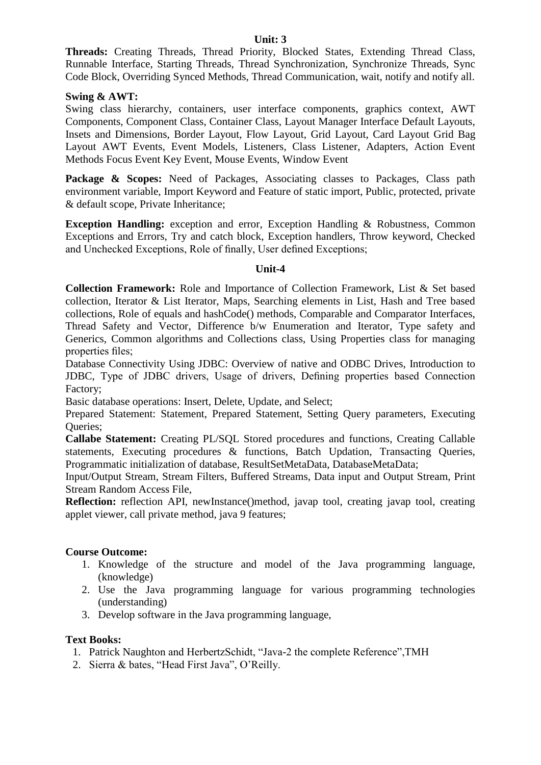## Unit: 3

**Threads:** Creating Threads, Thread Priority, Blocked States, Extending Thread Class, Runnable Interface, Starting Threads, Thread Synchronization, Synchronize Threads, Sync Code Block, Overriding Synced Methods, Thread Communication, wait, notify and notify all.

**Swing & AWT:**
Swing class hierarchy, containers, user interface components, graphics context, AWT Components, Component Class, Container Class, Layout Manager Interface Default Layouts, Insets and Dimensions, Border Layout, Flow Layout, Grid Layout, Card Layout Grid Bag Layout AWT Events, Event Models, Listeners, Class Listener, Adapters, Action Event Methods Focus Event Key Event, Mouse Events, Window Event

**Package & Scopes:** Need of Packages, Associating classes to Packages, Class path environment variable, Import Keyword and Feature of static import, Public, protected, private & default scope, Private Inheritance;

**Exception Handling:** exception and error, Exception Handling & Robustness, Common Exceptions and Errors, Try and catch block, Exception handlers, Throw keyword, Checked and Unchecked Exceptions, Role of finally, User defined Exceptions;

## Unit-4

**Collection Framework:** Role and Importance of Collection Framework, List & Set based collection, Iterator & List Iterator, Maps, Searching elements in List, Hash and Tree based collections, Role of equals and hashCode() methods, Comparable and Comparator Interfaces, Thread Safety and Vector, Difference b/w Enumeration and Iterator, Type safety and Generics, Common algorithms and Collections class, Using Properties class for managing properties files;

Database Connectivity Using JDBC: Overview of native and ODBC Drives, Introduction to JDBC, Type of JDBC drivers, Usage of drivers, Defining properties based Connection Factory;

Basic database operations: Insert, Delete, Update, and Select;

Prepared Statement: Statement, Prepared Statement, Setting Query parameters, Executing Queries;

**Callabe Statement:** Creating PL/SQL Stored procedures and functions, Creating Callable statements, Executing procedures & functions, Batch Updation, Transacting Queries, Programmatic initialization of database, ResultSetMetaData, DatabaseMetaData;

Input/Output Stream, Stream Filters, Buffered Streams, Data input and Output Stream, Print Stream Random Access File,

**Reflection:** reflection API, newInstance()method, javap tool, creating javap tool, creating applet viewer, call private method, java 9 features;

**Course Outcome:**

1. Knowledge of the structure and model of the Java programming language, (knowledge)
2. Use the Java programming language for various programming technologies (understanding)
3. Develop software in the Java programming language,

**Text Books:**

1. Patrick Naughton and HerbertzSchidt, "Java-2 the complete Reference",TMH
2. Sierra & bates, "Head First Java", O'Reilly.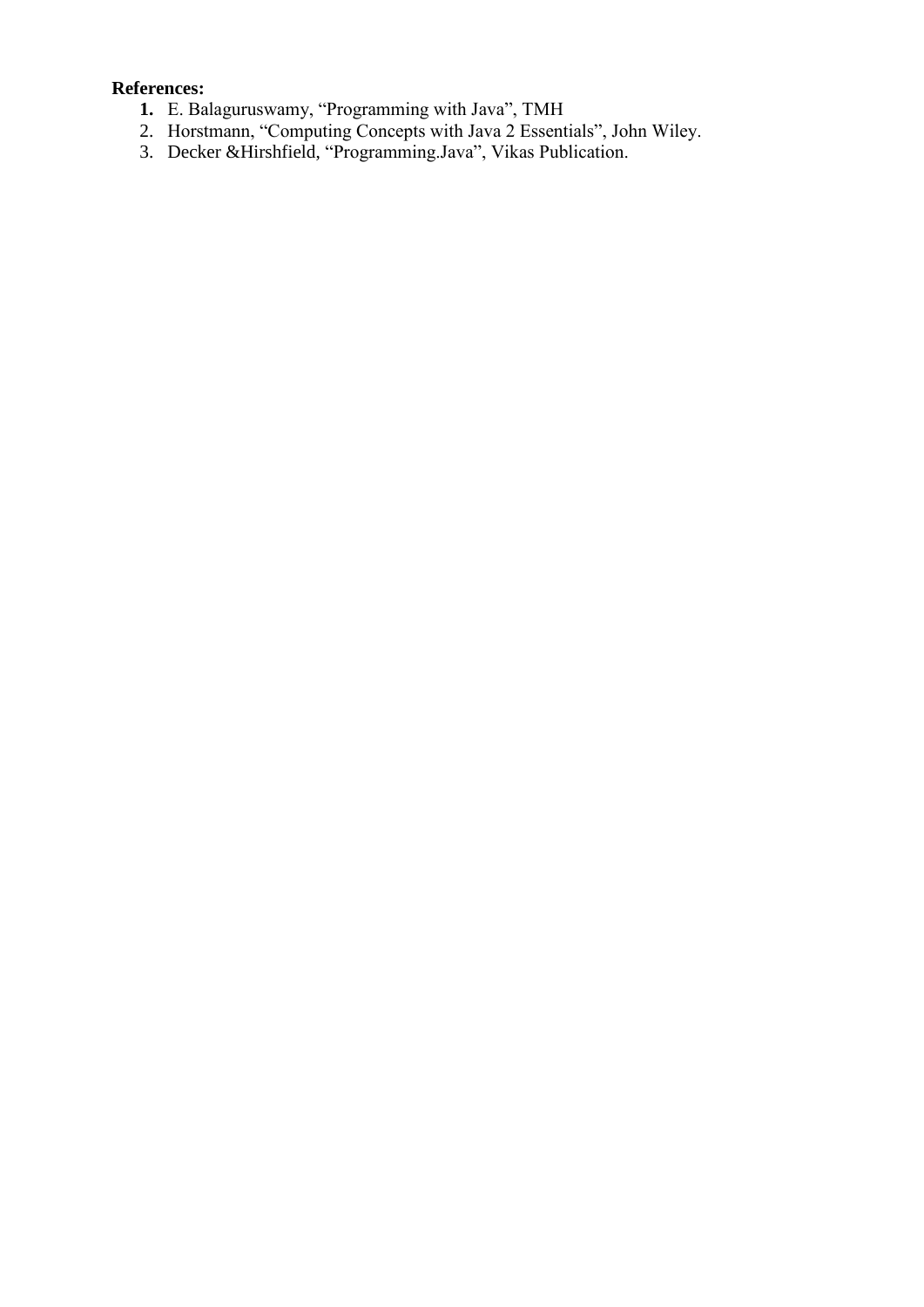**References:**

1. E. Balaguruswamy, “Programming with Java”, TMH
2. Horstmann, “Computing Concepts with Java 2 Essentials”, John Wiley.
3. Decker &Hirshfield, “Programming.Java”, Vikas Publication.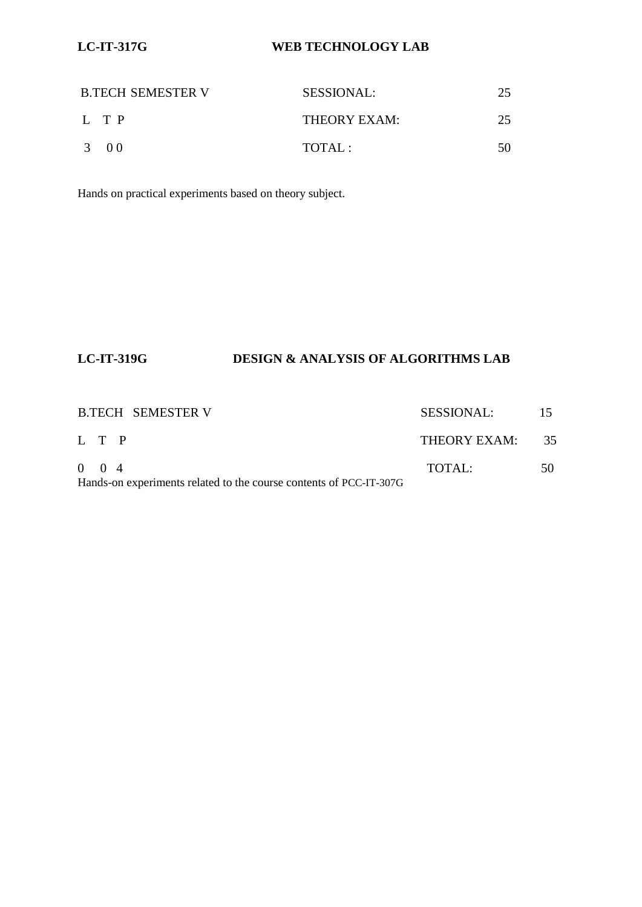## LC-IT-317G WEB TECHNOLOGY LAB

| B.TECH SEMESTER V | SESSIONAL: | 25 |
|---|---|---|
| L T P | THEORY EXAM: | 25 |
| 3 0 0 | TOTAL : | 50 |

Hands on practical experiments based on theory subject.

## LC-IT-319G DESIGN & ANALYSIS OF ALGORITHMS LAB

| B.TECH SEMESTER V | SESSIONAL: | 15 |
|---|---|---|
| L T P | THEORY EXAM: | 35 |
| 0 0 4 | TOTAL: | 50 |

Hands-on experiments related to the course contents of PCC-IT-307G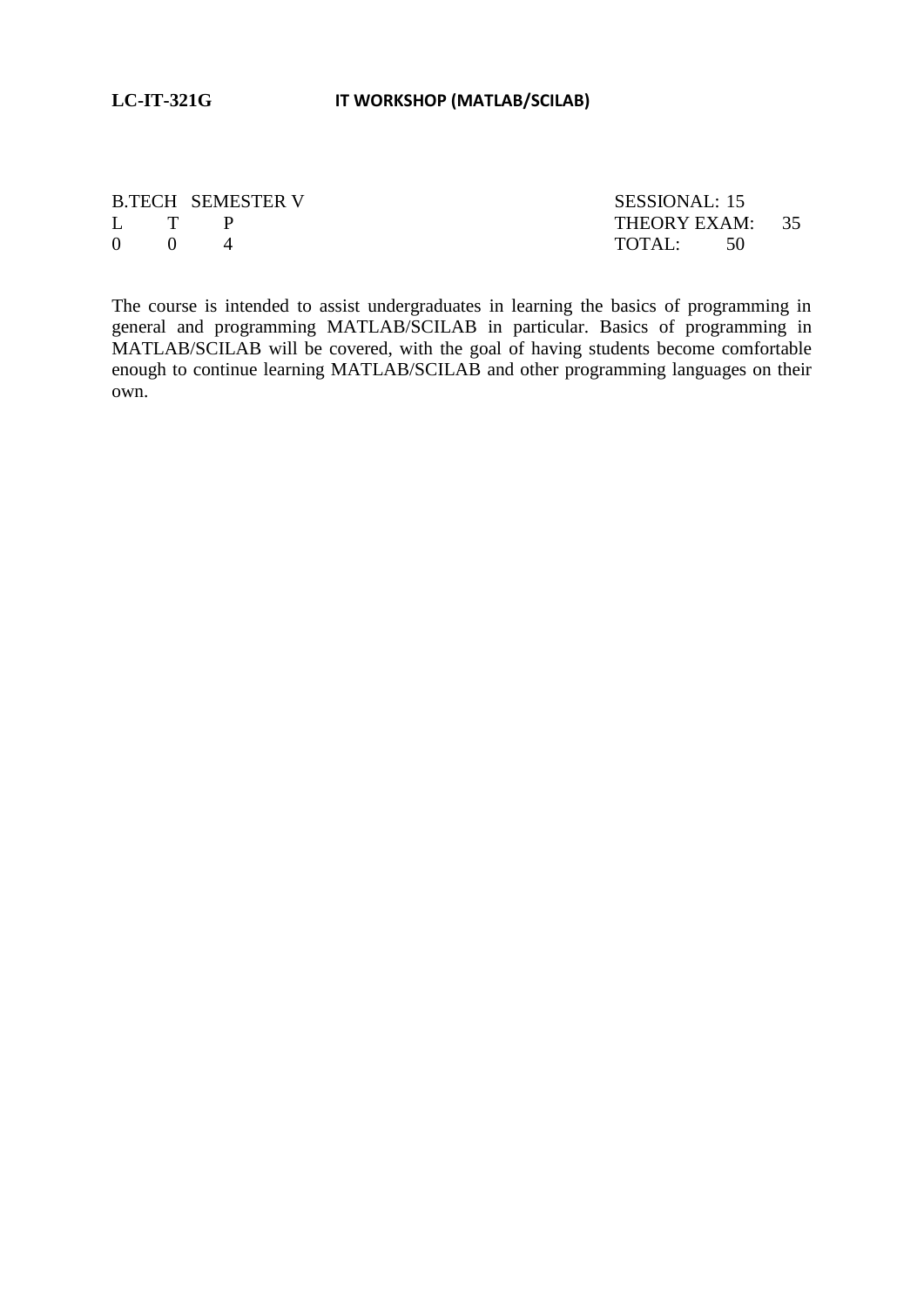**LC-IT-321G IT WORKSHOP (MATLAB/SCILAB)**

| B.TECH SEMESTER V | | | SESSIONAL: 15 |
|---|---|---|---|
| L | T | P | THEORY EXAM: 35 |
| 0 | 0 | 4 | TOTAL: 50 |

The course is intended to assist undergraduates in learning the basics of programming in general and programming MATLAB/SCILAB in particular. Basics of programming in MATLAB/SCILAB will be covered, with the goal of having students become comfortable enough to continue learning MATLAB/SCILAB and other programming languages on their own.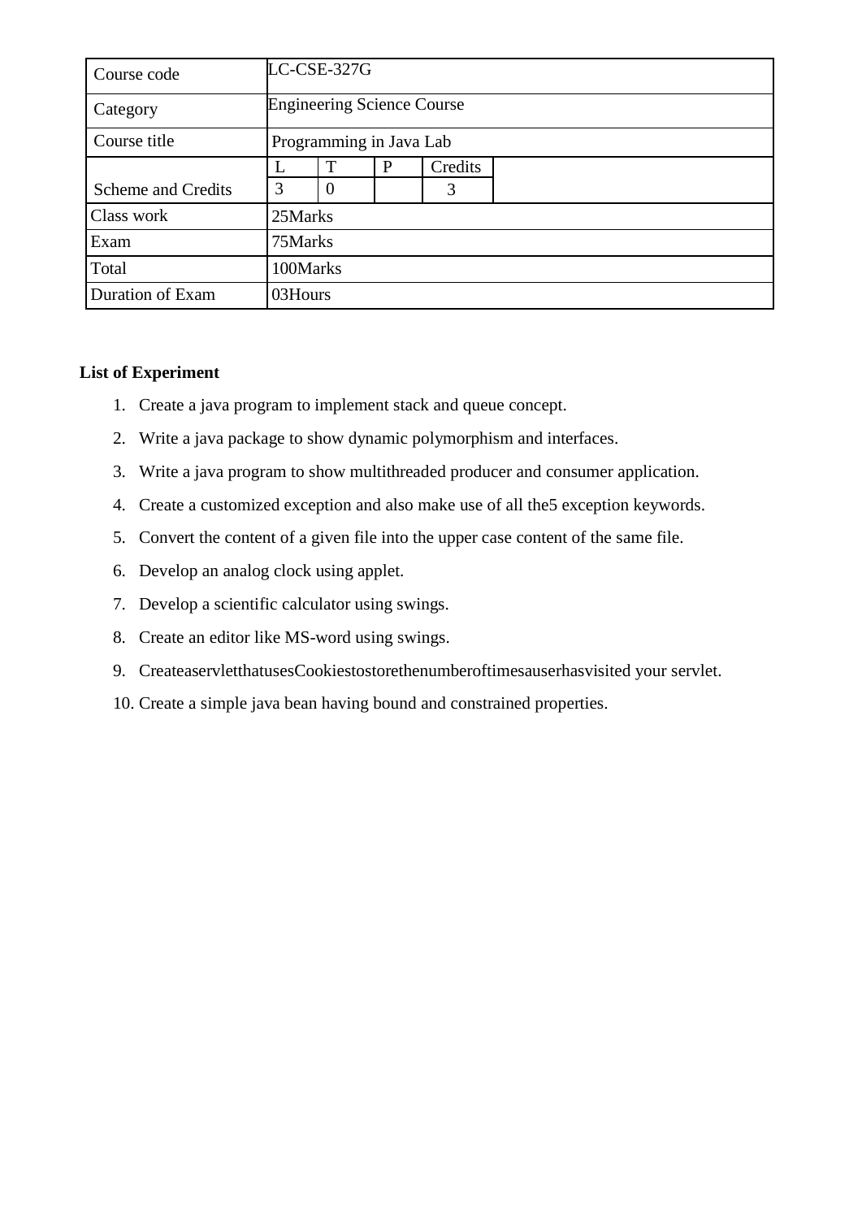| Course code | LC-CSE-327G | | | | |
|---|---|---|---|---|---|
| Category | Engineering Science Course | | | | |
| Course title | Programming in Java Lab | | | | |
| Scheme and Credits | L | T | P | Credits | |
| | 3 | 0 | | 3 | |
| Class work | 25Marks | | | | |
| Exam | 75Marks | | | | |
| Total | 100Marks | | | | |
| Duration of Exam | 03Hours | | | | |

**List of Experiment**

1. Create a java program to implement stack and queue concept.
2. Write a java package to show dynamic polymorphism and interfaces.
3. Write a java program to show multithreaded producer and consumer application.
4. Create a customized exception and also make use of all the5 exception keywords.
5. Convert the content of a given file into the upper case content of the same file.
6. Develop an analog clock using applet.
7. Develop a scientific calculator using swings.
8. Create an editor like MS-word using swings.
9. CreateaservletthatusesCookiestostorethenumberoftimesauserhasvisited your servlet.
10. Create a simple java bean having bound and constrained properties.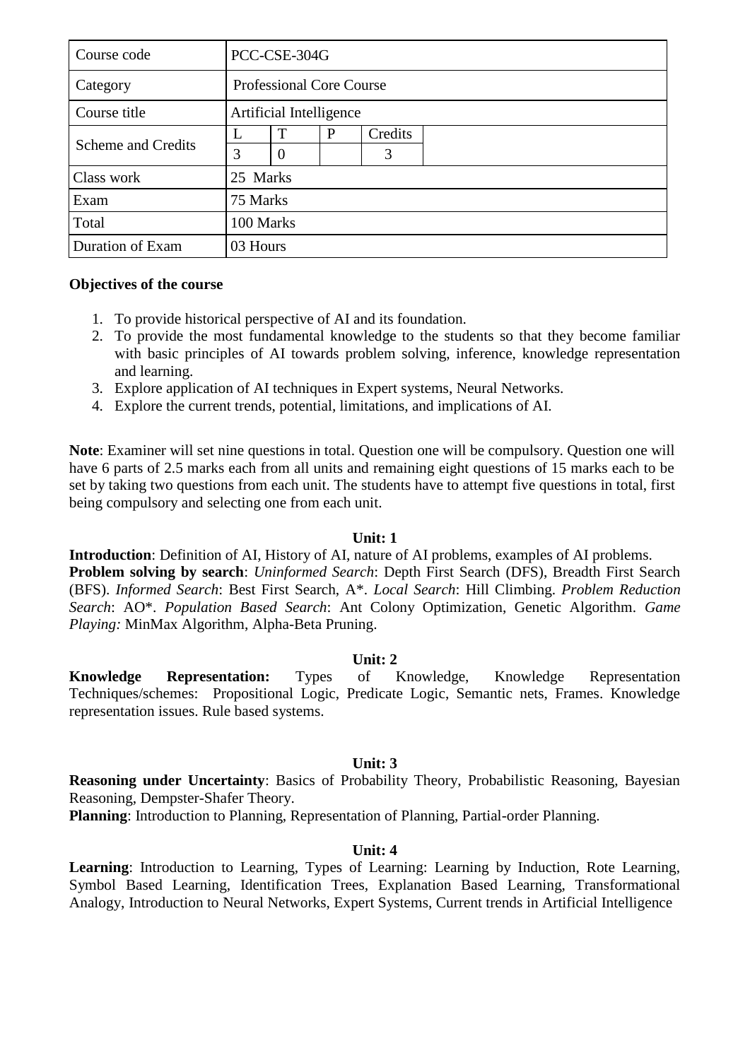| Course code | PCC-CSE-304G | | | | |
|---|---|---|---|---|---|
| Category | Professional Core Course | | | | |
| Course title | Artificial Intelligence | | | | |
| Scheme and Credits | L | T | P | Credits | |
| | 3 | 0 | | 3 | |
| Class work | 25 Marks | | | | |
| Exam | 75 Marks | | | | |
| Total | 100 Marks | | | | |
| Duration of Exam | 03 Hours | | | | |

**Objectives of the course**

1. To provide historical perspective of AI and its foundation.
2. To provide the most fundamental knowledge to the students so that they become familiar with basic principles of AI towards problem solving, inference, knowledge representation and learning.
3. Explore application of AI techniques in Expert systems, Neural Networks.
4. Explore the current trends, potential, limitations, and implications of AI.

**Note**: Examiner will set nine questions in total. Question one will be compulsory. Question one will have 6 parts of 2.5 marks each from all units and remaining eight questions of 15 marks each to be set by taking two questions from each unit. The students have to attempt five questions in total, first being compulsory and selecting one from each unit.

**Unit: 1**

**Introduction**: Definition of AI, History of AI, nature of AI problems, examples of AI problems.
**Problem solving by search**: *Uninformed Search*: Depth First Search (DFS), Breadth First Search (BFS). *Informed Search*: Best First Search, A*. *Local Search*: Hill Climbing. *Problem Reduction Search*: AO*. *Population Based Search*: Ant Colony Optimization, Genetic Algorithm. *Game Playing:* MinMax Algorithm, Alpha-Beta Pruning.

**Unit: 2**

**Knowledge Representation:** Types of Knowledge, Knowledge Representation Techniques/schemes: Propositional Logic, Predicate Logic, Semantic nets, Frames. Knowledge representation issues. Rule based systems.

**Unit: 3**

**Reasoning under Uncertainty**: Basics of Probability Theory, Probabilistic Reasoning, Bayesian Reasoning, Dempster-Shafer Theory.
**Planning**: Introduction to Planning, Representation of Planning, Partial-order Planning.

**Unit: 4**

**Learning**: Introduction to Learning, Types of Learning: Learning by Induction, Rote Learning, Symbol Based Learning, Identification Trees, Explanation Based Learning, Transformational Analogy, Introduction to Neural Networks, Expert Systems, Current trends in Artificial Intelligence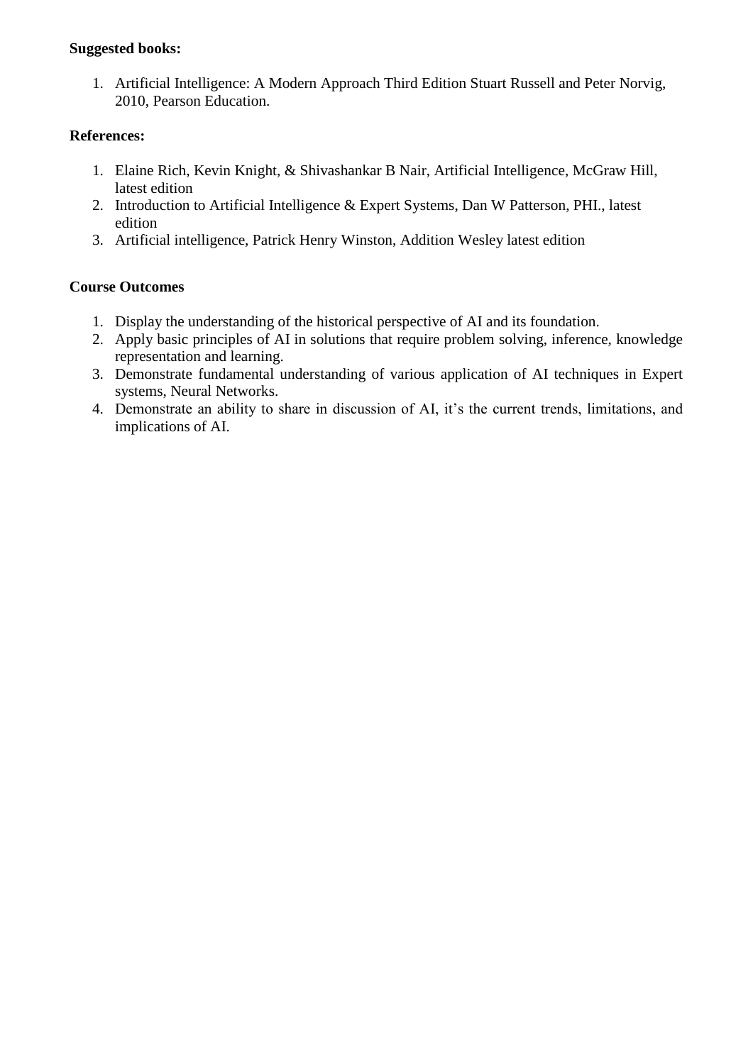**Suggested books:**

1. Artificial Intelligence: A Modern Approach Third Edition Stuart Russell and Peter Norvig, 2010, Pearson Education.

**References:**

1. Elaine Rich, Kevin Knight, & Shivashankar B Nair, Artificial Intelligence, McGraw Hill, latest edition
2. Introduction to Artificial Intelligence & Expert Systems, Dan W Patterson, PHI., latest edition
3. Artificial intelligence, Patrick Henry Winston, Addition Wesley latest edition

**Course Outcomes**

1. Display the understanding of the historical perspective of AI and its foundation.
2. Apply basic principles of AI in solutions that require problem solving, inference, knowledge representation and learning.
3. Demonstrate fundamental understanding of various application of AI techniques in Expert systems, Neural Networks.
4. Demonstrate an ability to share in discussion of AI, it's the current trends, limitations, and implications of AI.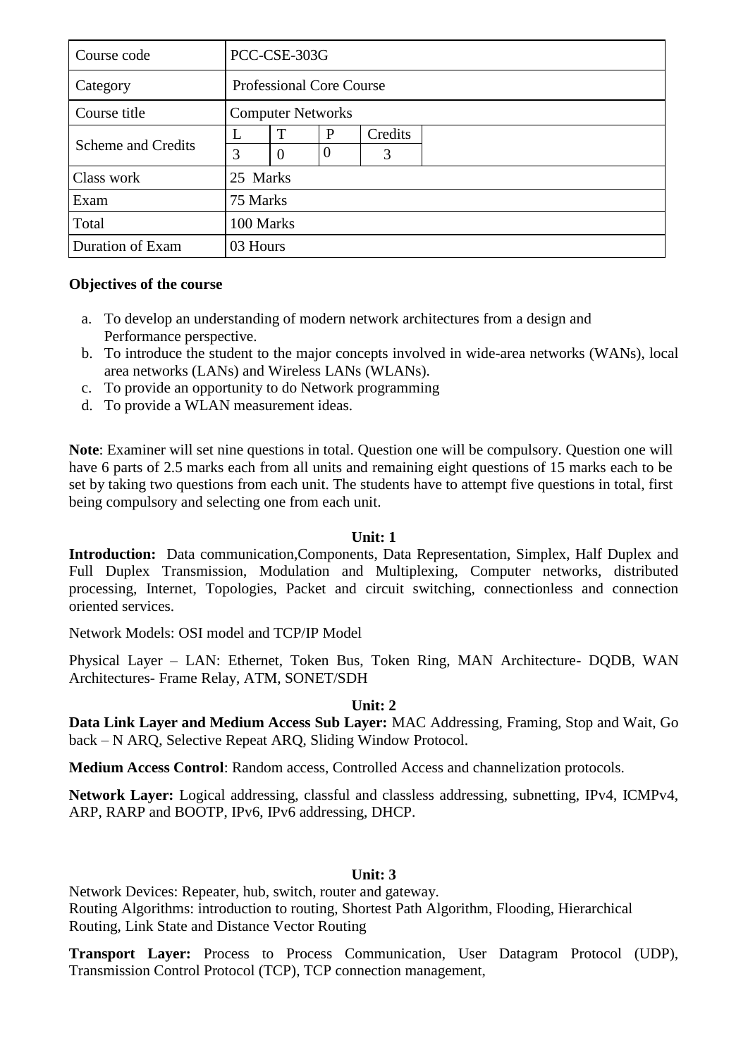| Course code | PCC-CSE-303G | | | | |
|---|---|---|---|---|---|
| Category | Professional Core Course | | | | |
| Course title | Computer Networks | | | | |
| Scheme and Credits | L | T | P | Credits | |
| | 3 | 0 | 0 | 3 | |
| Class work | 25 Marks | | | | |
| Exam | 75 Marks | | | | |
| Total | 100 Marks | | | | |
| Duration of Exam | 03 Hours | | | | |

**Objectives of the course**

a. To develop an understanding of modern network architectures from a design and Performance perspective.
b. To introduce the student to the major concepts involved in wide-area networks (WANs), local area networks (LANs) and Wireless LANs (WLANs).
c. To provide an opportunity to do Network programming
d. To provide a WLAN measurement ideas.

**Note**: Examiner will set nine questions in total. Question one will be compulsory. Question one will have 6 parts of 2.5 marks each from all units and remaining eight questions of 15 marks each to be set by taking two questions from each unit. The students have to attempt five questions in total, first being compulsory and selecting one from each unit.

**Unit: 1**

**Introduction:** Data communication,Components, Data Representation, Simplex, Half Duplex and Full Duplex Transmission, Modulation and Multiplexing, Computer networks, distributed processing, Internet, Topologies, Packet and circuit switching, connectionless and connection oriented services.

Network Models: OSI model and TCP/IP Model

Physical Layer – LAN: Ethernet, Token Bus, Token Ring, MAN Architecture- DQDB, WAN Architectures- Frame Relay, ATM, SONET/SDH

**Unit: 2**

**Data Link Layer and Medium Access Sub Layer:** MAC Addressing, Framing, Stop and Wait, Go back – N ARQ, Selective Repeat ARQ, Sliding Window Protocol.

**Medium Access Control**: Random access, Controlled Access and channelization protocols.

**Network Layer:** Logical addressing, classful and classless addressing, subnetting, IPv4, ICMPv4, ARP, RARP and BOOTP, IPv6, IPv6 addressing, DHCP.

**Unit: 3**

Network Devices: Repeater, hub, switch, router and gateway.
Routing Algorithms: introduction to routing, Shortest Path Algorithm, Flooding, Hierarchical Routing, Link State and Distance Vector Routing

**Transport Layer:** Process to Process Communication, User Datagram Protocol (UDP), Transmission Control Protocol (TCP), TCP connection management,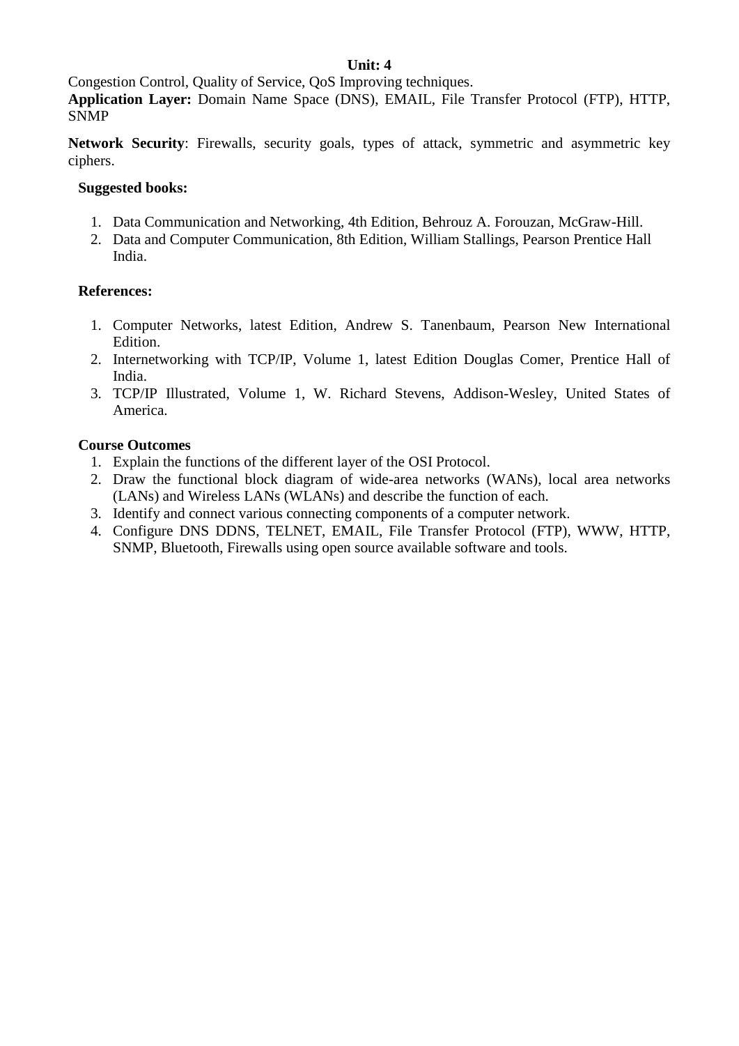**Unit: 4**

Congestion Control, Quality of Service, QoS Improving techniques.

**Application Layer:** Domain Name Space (DNS), EMAIL, File Transfer Protocol (FTP), HTTP, SNMP

**Network Security**: Firewalls, security goals, types of attack, symmetric and asymmetric key ciphers.

**Suggested books:**

1. Data Communication and Networking, 4th Edition, Behrouz A. Forouzan, McGraw-Hill.
2. Data and Computer Communication, 8th Edition, William Stallings, Pearson Prentice Hall India.

**References:**

1. Computer Networks, latest Edition, Andrew S. Tanenbaum, Pearson New International Edition.
2. Internetworking with TCP/IP, Volume 1, latest Edition Douglas Comer, Prentice Hall of India.
3. TCP/IP Illustrated, Volume 1, W. Richard Stevens, Addison-Wesley, United States of America.

**Course Outcomes**

1. Explain the functions of the different layer of the OSI Protocol.
2. Draw the functional block diagram of wide-area networks (WANs), local area networks (LANs) and Wireless LANs (WLANs) and describe the function of each.
3. Identify and connect various connecting components of a computer network.
4. Configure DNS DDNS, TELNET, EMAIL, File Transfer Protocol (FTP), WWW, HTTP, SNMP, Bluetooth, Firewalls using open source available software and tools.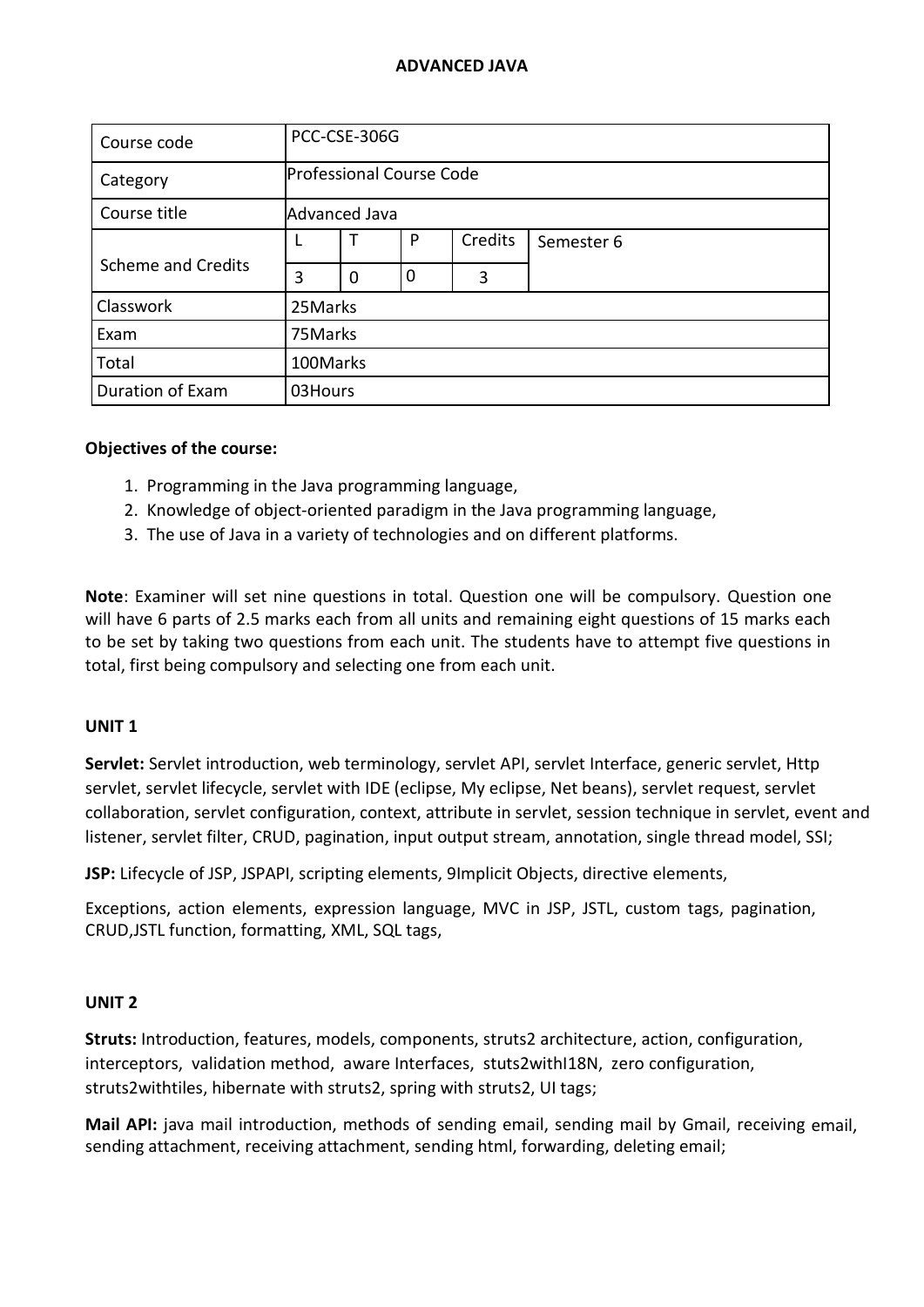## ADVANCED JAVA

| Course code | PCC-CSE-306G | | | | |
|---|---|---|---|---|---|
| Category | Professional Course Code | | | | |
| Course title | Advanced Java | | | | |
| Scheme and Credits | L | T | P | Credits | Semester 6 |
| | 3 | 0 | 0 | 3 | |
| Classwork | 25Marks | | | | |
| Exam | 75Marks | | | | |
| Total | 100Marks | | | | |
| Duration of Exam | 03Hours | | | | |

**Objectives of the course:**

1. Programming in the Java programming language,
2. Knowledge of object-oriented paradigm in the Java programming language,
3. The use of Java in a variety of technologies and on different platforms.

**Note**: Examiner will set nine questions in total. Question one will be compulsory. Question one will have 6 parts of 2.5 marks each from all units and remaining eight questions of 15 marks each to be set by taking two questions from each unit. The students have to attempt five questions in total, first being compulsory and selecting one from each unit.

**UNIT 1**

**Servlet:** Servlet introduction, web terminology, servlet API, servlet Interface, generic servlet, Http servlet, servlet lifecycle, servlet with IDE (eclipse, My eclipse, Net beans), servlet request, servlet collaboration, servlet configuration, context, attribute in servlet, session technique in servlet, event and listener, servlet filter, CRUD, pagination, input output stream, annotation, single thread model, SSI;

**JSP:** Lifecycle of JSP, JSPAPI, scripting elements, 9Implicit Objects, directive elements,

Exceptions, action elements, expression language, MVC in JSP, JSTL, custom tags, pagination, CRUD,JSTL function, formatting, XML, SQL tags,

**UNIT 2**

**Struts:** Introduction, features, models, components, struts2 architecture, action, configuration, interceptors, validation method, aware Interfaces, stuts2withI18N, zero configuration, struts2withtiles, hibernate with struts2, spring with struts2, UI tags;

**Mail API:** java mail introduction, methods of sending email, sending mail by Gmail, receiving email, sending attachment, receiving attachment, sending html, forwarding, deleting email;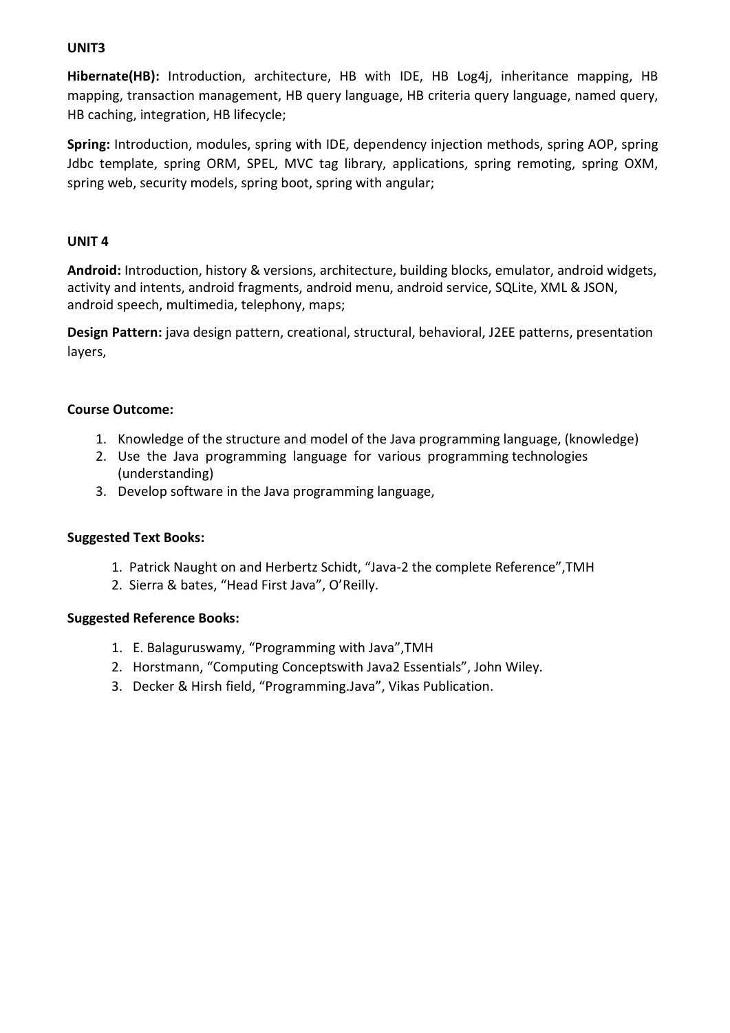**UNIT3**

**Hibernate(HB):** Introduction, architecture, HB with IDE, HB Log4j, inheritance mapping, HB mapping, transaction management, HB query language, HB criteria query language, named query, HB caching, integration, HB lifecycle;

**Spring:** Introduction, modules, spring with IDE, dependency injection methods, spring AOP, spring Jdbc template, spring ORM, SPEL, MVC tag library, applications, spring remoting, spring OXM, spring web, security models, spring boot, spring with angular;

**UNIT 4**

**Android:** Introduction, history & versions, architecture, building blocks, emulator, android widgets, activity and intents, android fragments, android menu, android service, SQLite, XML & JSON, android speech, multimedia, telephony, maps;

**Design Pattern:** java design pattern, creational, structural, behavioral, J2EE patterns, presentation layers,

**Course Outcome:**

1. Knowledge of the structure and model of the Java programming language, (knowledge)
2. Use the Java programming language for various programming technologies (understanding)
3. Develop software in the Java programming language,

**Suggested Text Books:**

1. Patrick Naught on and Herbertz Schidt, "Java-2 the complete Reference",TMH
2. Sierra & bates, "Head First Java", O'Reilly.

**Suggested Reference Books:**

1. E. Balaguruswamy, "Programming with Java",TMH
2. Horstmann, "Computing Conceptswith Java2 Essentials", John Wiley.
3. Decker & Hirsh field, "Programming.Java", Vikas Publication.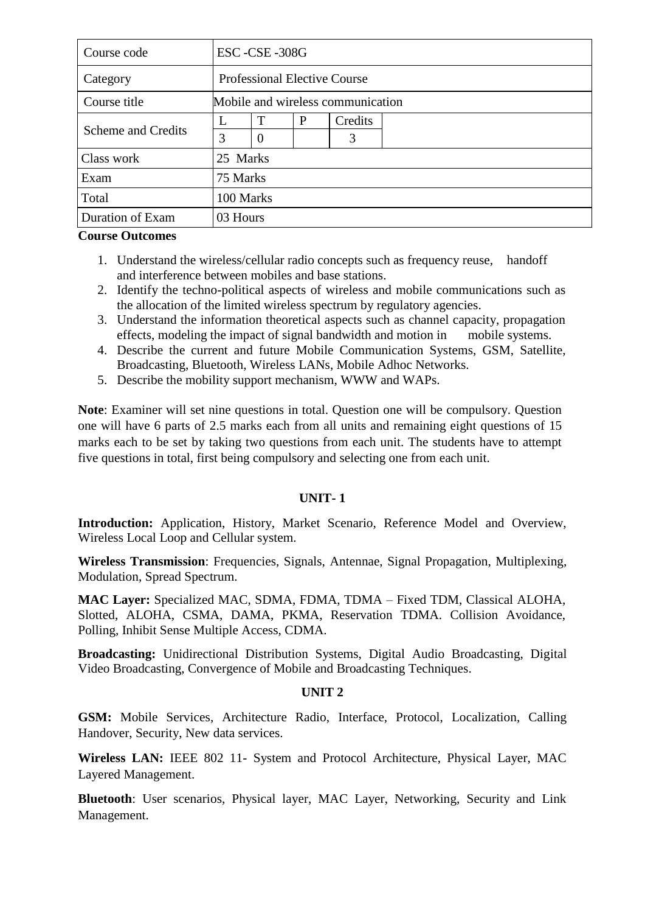| Course code | ESC -CSE -308G | | | | |
|---|---|---|---|---|---|
| Category | Professional Elective Course | | | | |
| Course title | Mobile and wireless communication | | | | |
| Scheme and Credits | L | T | P | Credits | |
| | 3 | 0 | | 3 | |
| Class work | 25 Marks | | | | |
| Exam | 75 Marks | | | | |
| Total | 100 Marks | | | | |
| Duration of Exam | 03 Hours | | | | |

**Course Outcomes**

1. Understand the wireless/cellular radio concepts such as frequency reuse, handoff and interference between mobiles and base stations.
2. Identify the techno-political aspects of wireless and mobile communications such as the allocation of the limited wireless spectrum by regulatory agencies.
3. Understand the information theoretical aspects such as channel capacity, propagation effects, modeling the impact of signal bandwidth and motion in mobile systems.
4. Describe the current and future Mobile Communication Systems, GSM, Satellite, Broadcasting, Bluetooth, Wireless LANs, Mobile Adhoc Networks.
5. Describe the mobility support mechanism, WWW and WAPs.

**Note**: Examiner will set nine questions in total. Question one will be compulsory. Question one will have 6 parts of 2.5 marks each from all units and remaining eight questions of 15 marks each to be set by taking two questions from each unit. The students have to attempt five questions in total, first being compulsory and selecting one from each unit.

## UNIT- 1

**Introduction:** Application, History, Market Scenario, Reference Model and Overview, Wireless Local Loop and Cellular system.

**Wireless Transmission**: Frequencies, Signals, Antennae, Signal Propagation, Multiplexing, Modulation, Spread Spectrum.

**MAC Layer:** Specialized MAC, SDMA, FDMA, TDMA – Fixed TDM, Classical ALOHA, Slotted, ALOHA, CSMA, DAMA, PKMA, Reservation TDMA. Collision Avoidance, Polling, Inhibit Sense Multiple Access, CDMA.

**Broadcasting:** Unidirectional Distribution Systems, Digital Audio Broadcasting, Digital Video Broadcasting, Convergence of Mobile and Broadcasting Techniques.

## UNIT 2

**GSM:** Mobile Services, Architecture Radio, Interface, Protocol, Localization, Calling Handover, Security, New data services.

**Wireless LAN:** IEEE 802 11- System and Protocol Architecture, Physical Layer, MAC Layered Management.

**Bluetooth**: User scenarios, Physical layer, MAC Layer, Networking, Security and Link Management.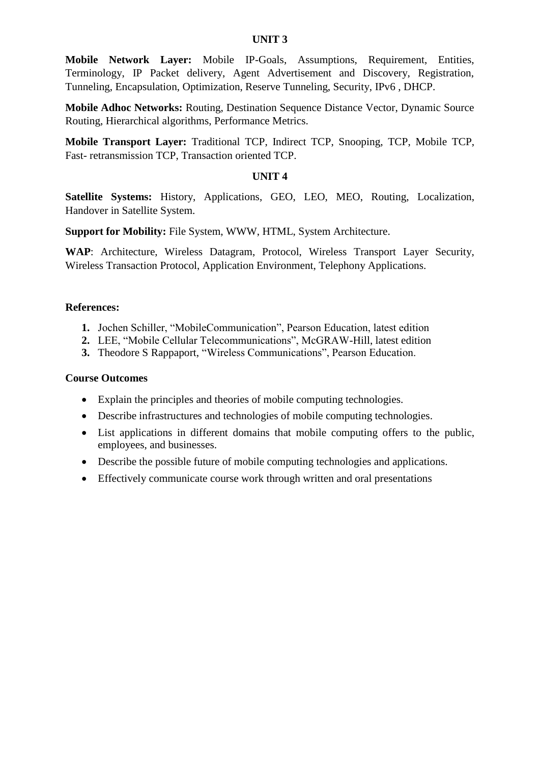## UNIT 3

**Mobile Network Layer:** Mobile IP-Goals, Assumptions, Requirement, Entities, Terminology, IP Packet delivery, Agent Advertisement and Discovery, Registration, Tunneling, Encapsulation, Optimization, Reserve Tunneling, Security, IPv6 , DHCP.

**Mobile Adhoc Networks:** Routing, Destination Sequence Distance Vector, Dynamic Source Routing, Hierarchical algorithms, Performance Metrics.

**Mobile Transport Layer:** Traditional TCP, Indirect TCP, Snooping, TCP, Mobile TCP, Fast- retransmission TCP, Transaction oriented TCP.

## UNIT 4

**Satellite Systems:** History, Applications, GEO, LEO, MEO, Routing, Localization, Handover in Satellite System.

**Support for Mobility:** File System, WWW, HTML, System Architecture.

**WAP**: Architecture, Wireless Datagram, Protocol, Wireless Transport Layer Security, Wireless Transaction Protocol, Application Environment, Telephony Applications.

**References:**

1. Jochen Schiller, "MobileCommunication", Pearson Education, latest edition
2. LEE, "Mobile Cellular Telecommunications", McGRAW-Hill, latest edition
3. Theodore S Rappaport, "Wireless Communications", Pearson Education.

**Course Outcomes**

- Explain the principles and theories of mobile computing technologies.
- Describe infrastructures and technologies of mobile computing technologies.
- List applications in different domains that mobile computing offers to the public, employees, and businesses.
- Describe the possible future of mobile computing technologies and applications.
- Effectively communicate course work through written and oral presentations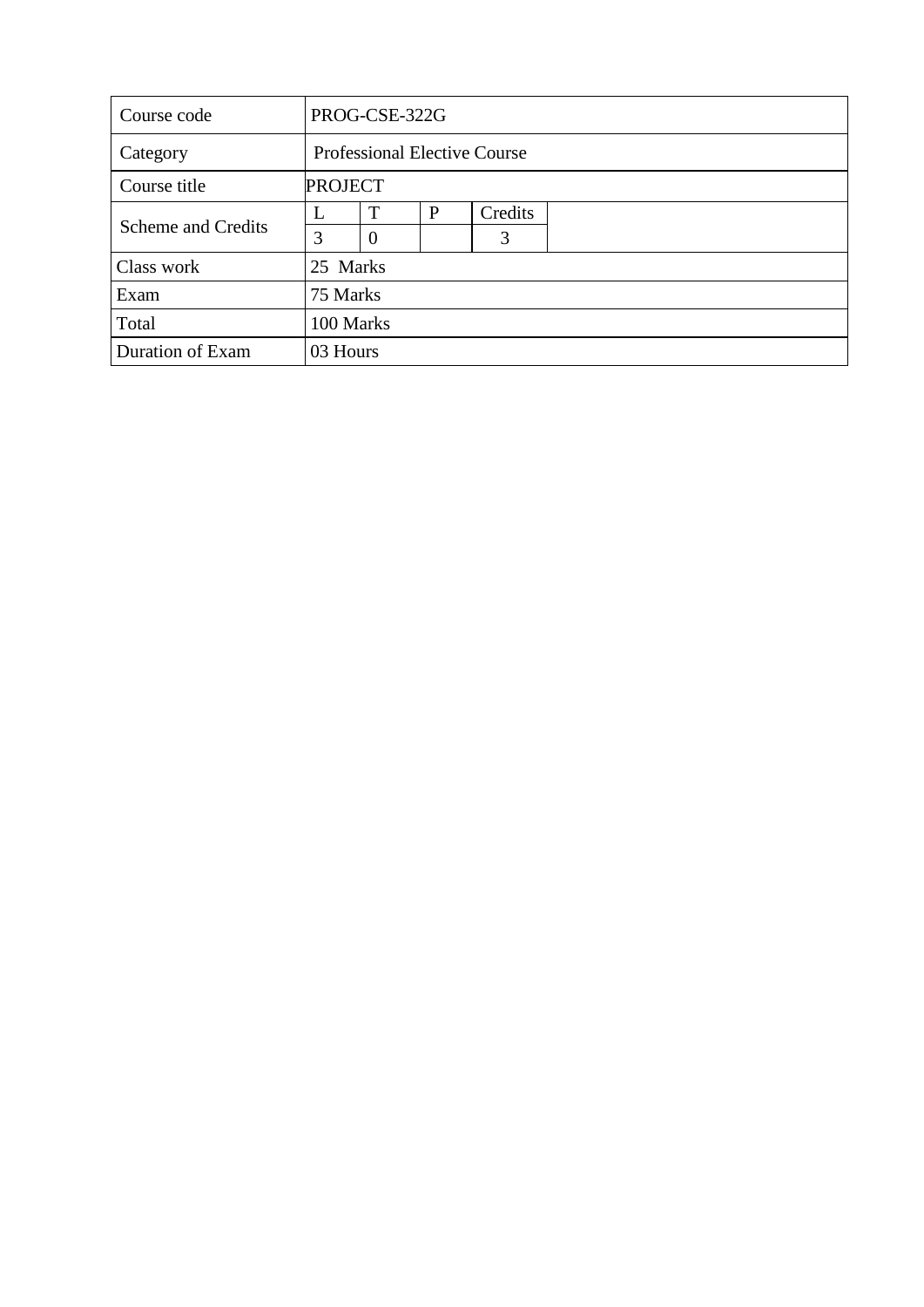| Course code | PROG-CSE-322G | | | | |
|---|---|---|---|---|---|
| Category | Professional Elective Course | | | | |
| Course title | PROJECT | | | | |
| Scheme and Credits | L | T | P | Credits | |
| | 3 | 0 | | 3 | |
| Class work | 25 Marks | | | | |
| Exam | 75 Marks | | | | |
| Total | 100 Marks | | | | |
| Duration of Exam | 03 Hours | | | | |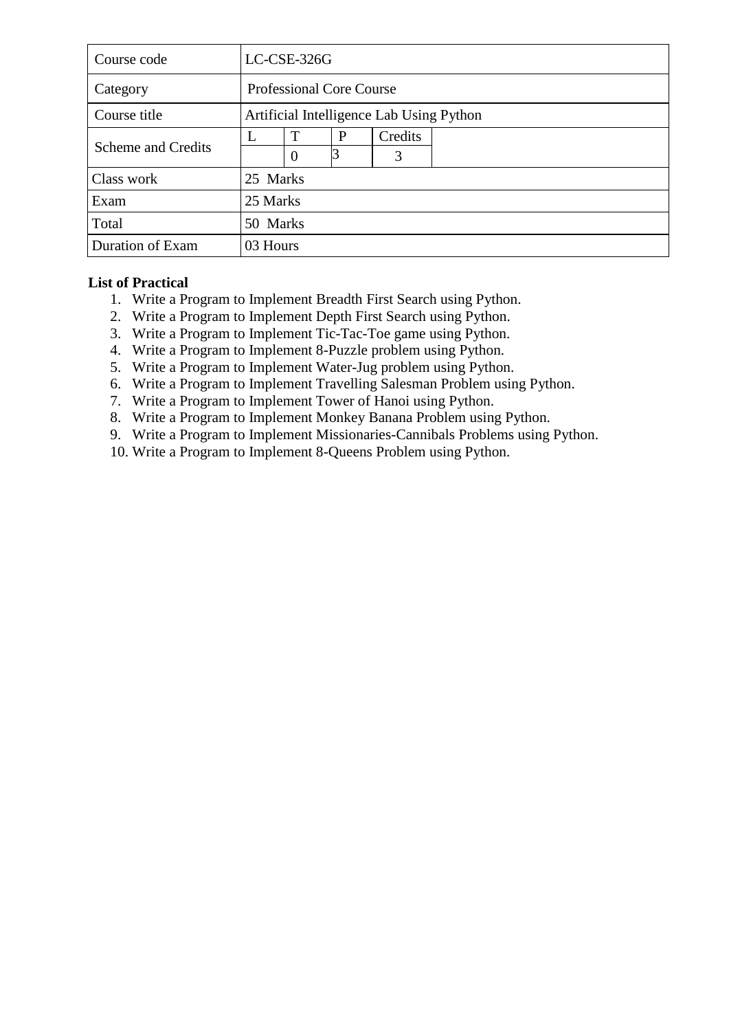| Course code | LC-CSE-326G | | | |
|---|---|---|---|---|
| Category | Professional Core Course | | | |
| Course title | Artificial Intelligence Lab Using Python | | | |
| Scheme and Credits | L | T | P | Credits |
| | | 0 | 3 | 3 |
| Class work | 25 Marks | | | |
| Exam | 25 Marks | | | |
| Total | 50 Marks | | | |
| Duration of Exam | 03 Hours | | | |

**List of Practical**

1. Write a Program to Implement Breadth First Search using Python.
2. Write a Program to Implement Depth First Search using Python.
3. Write a Program to Implement Tic-Tac-Toe game using Python.
4. Write a Program to Implement 8-Puzzle problem using Python.
5. Write a Program to Implement Water-Jug problem using Python.
6. Write a Program to Implement Travelling Salesman Problem using Python.
7. Write a Program to Implement Tower of Hanoi using Python.
8. Write a Program to Implement Monkey Banana Problem using Python.
9. Write a Program to Implement Missionaries-Cannibals Problems using Python.
10. Write a Program to Implement 8-Queens Problem using Python.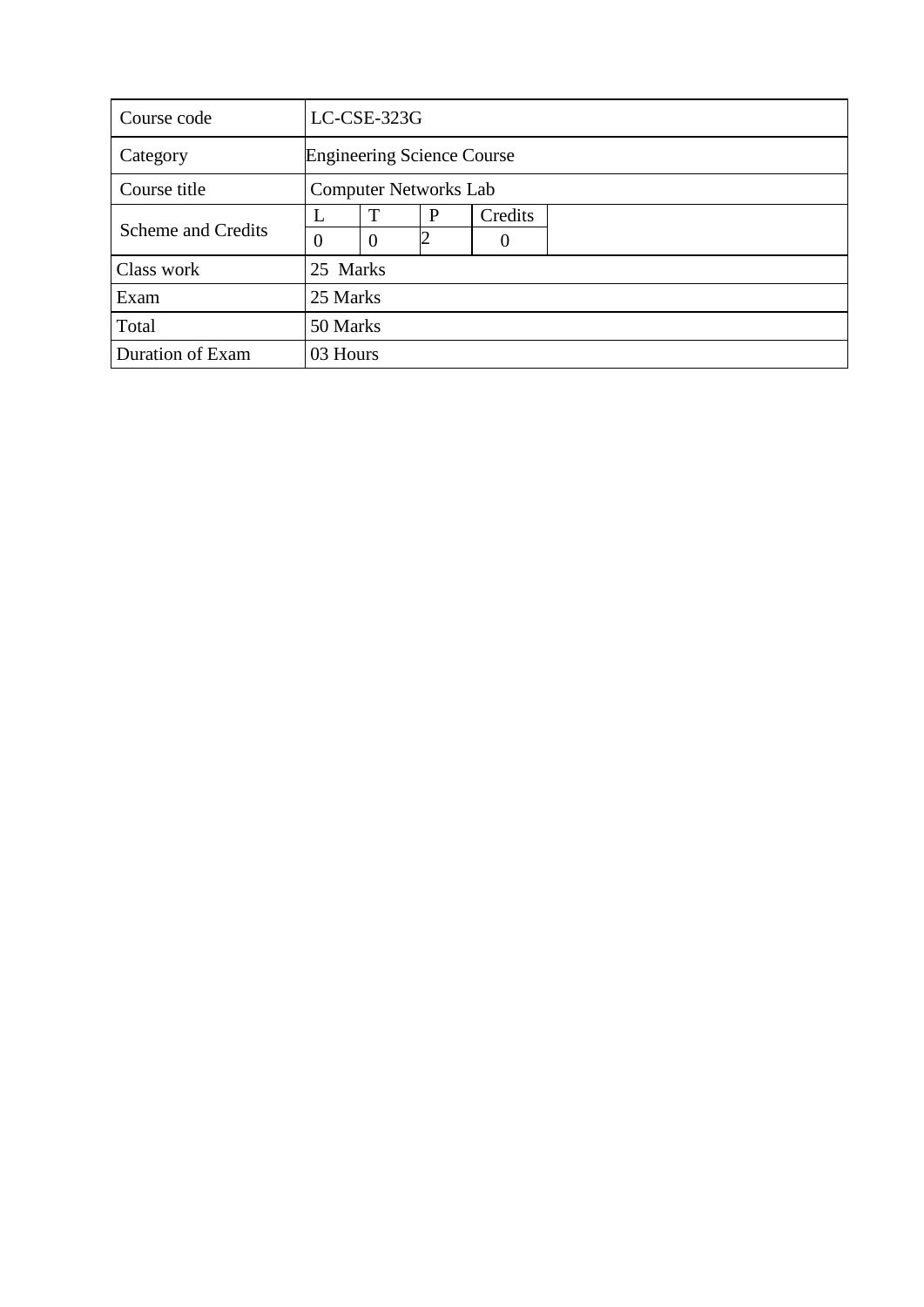| Course code | LC-CSE-323G | | | | |
|---|---|---|---|---|---|
| Category | Engineering Science Course | | | | |
| Course title | Computer Networks Lab | | | | |
| Scheme and Credits | L | T | P | Credits | |
| | 0 | 0 | 2 | 0 | |
| Class work | 25 Marks | | | | |
| Exam | 25 Marks | | | | |
| Total | 50 Marks | | | | |
| Duration of Exam | 03 Hours | | | | |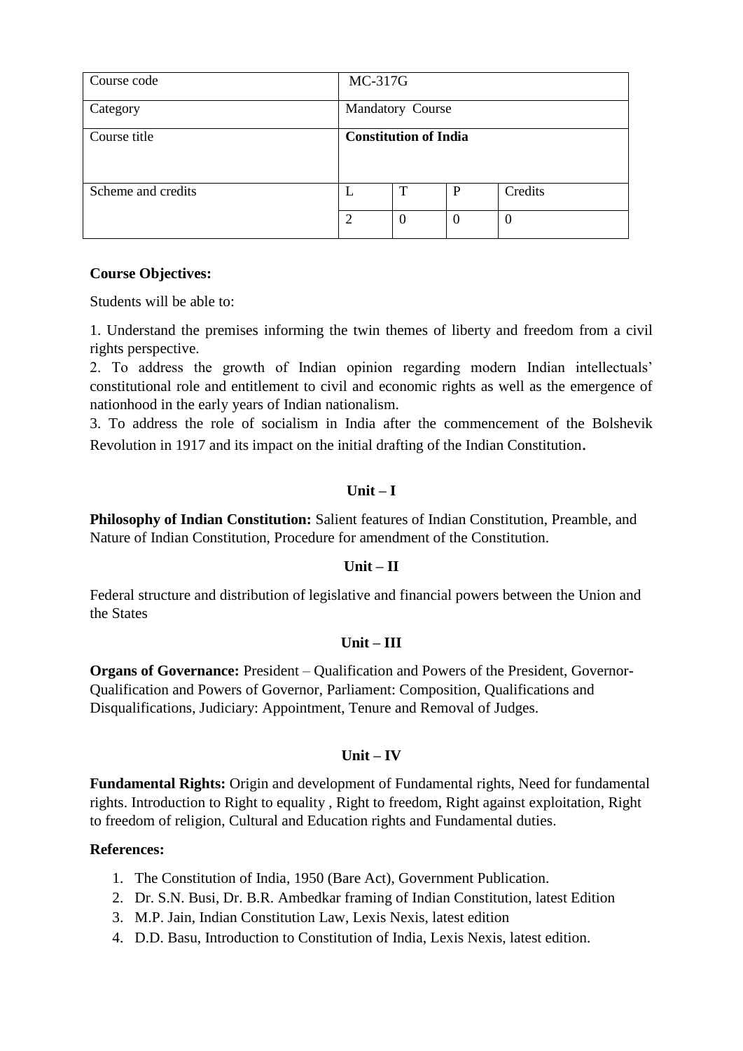| Course code | MC-317G | | | |
|---|---|---|---|---|
| Category | Mandatory Course | | | |
| Course title | **Constitution of India** | | | |
| Scheme and credits | L | T | P | Credits |
| | 2 | 0 | 0 | 0 |

**Course Objectives:**

Students will be able to:

1. Understand the premises informing the twin themes of liberty and freedom from a civil rights perspective.
2. To address the growth of Indian opinion regarding modern Indian intellectuals' constitutional role and entitlement to civil and economic rights as well as the emergence of nationhood in the early years of Indian nationalism.
3. To address the role of socialism in India after the commencement of the Bolshevik Revolution in 1917 and its impact on the initial drafting of the Indian Constitution.

**Unit – I**

**Philosophy of Indian Constitution:** Salient features of Indian Constitution, Preamble, and Nature of Indian Constitution, Procedure for amendment of the Constitution.

**Unit – II**

Federal structure and distribution of legislative and financial powers between the Union and the States

**Unit – III**

**Organs of Governance:** President – Qualification and Powers of the President, Governor- Qualification and Powers of Governor, Parliament: Composition, Qualifications and Disqualifications, Judiciary: Appointment, Tenure and Removal of Judges.

**Unit – IV**

**Fundamental Rights:** Origin and development of Fundamental rights, Need for fundamental rights. Introduction to Right to equality , Right to freedom, Right against exploitation, Right to freedom of religion, Cultural and Education rights and Fundamental duties.

**References:**

1. The Constitution of India, 1950 (Bare Act), Government Publication.
2. Dr. S.N. Busi, Dr. B.R. Ambedkar framing of Indian Constitution, latest Edition
3. M.P. Jain, Indian Constitution Law, Lexis Nexis, latest edition
4. D.D. Basu, Introduction to Constitution of India, Lexis Nexis, latest edition.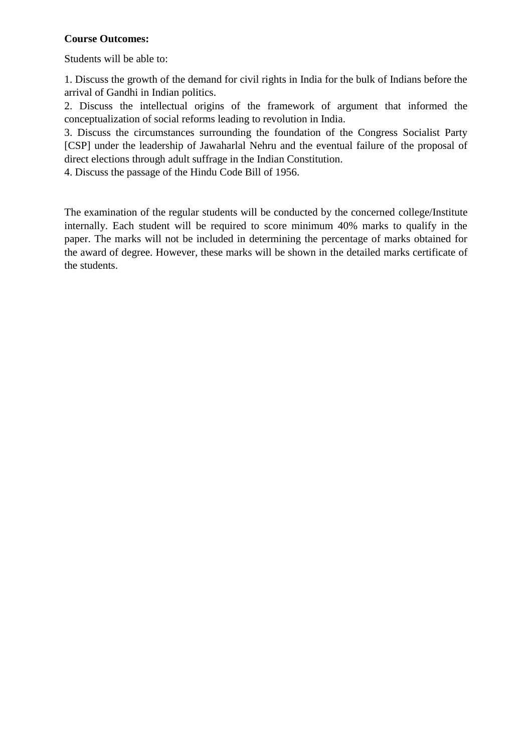**Course Outcomes:**

Students will be able to:

1. Discuss the growth of the demand for civil rights in India for the bulk of Indians before the arrival of Gandhi in Indian politics.
2. Discuss the intellectual origins of the framework of argument that informed the conceptualization of social reforms leading to revolution in India.
3. Discuss the circumstances surrounding the foundation of the Congress Socialist Party [CSP] under the leadership of Jawaharlal Nehru and the eventual failure of the proposal of direct elections through adult suffrage in the Indian Constitution.
4. Discuss the passage of the Hindu Code Bill of 1956.

The examination of the regular students will be conducted by the concerned college/Institute internally. Each student will be required to score minimum 40% marks to qualify in the paper. The marks will not be included in determining the percentage of marks obtained for the award of degree. However, these marks will be shown in the detailed marks certificate of the students.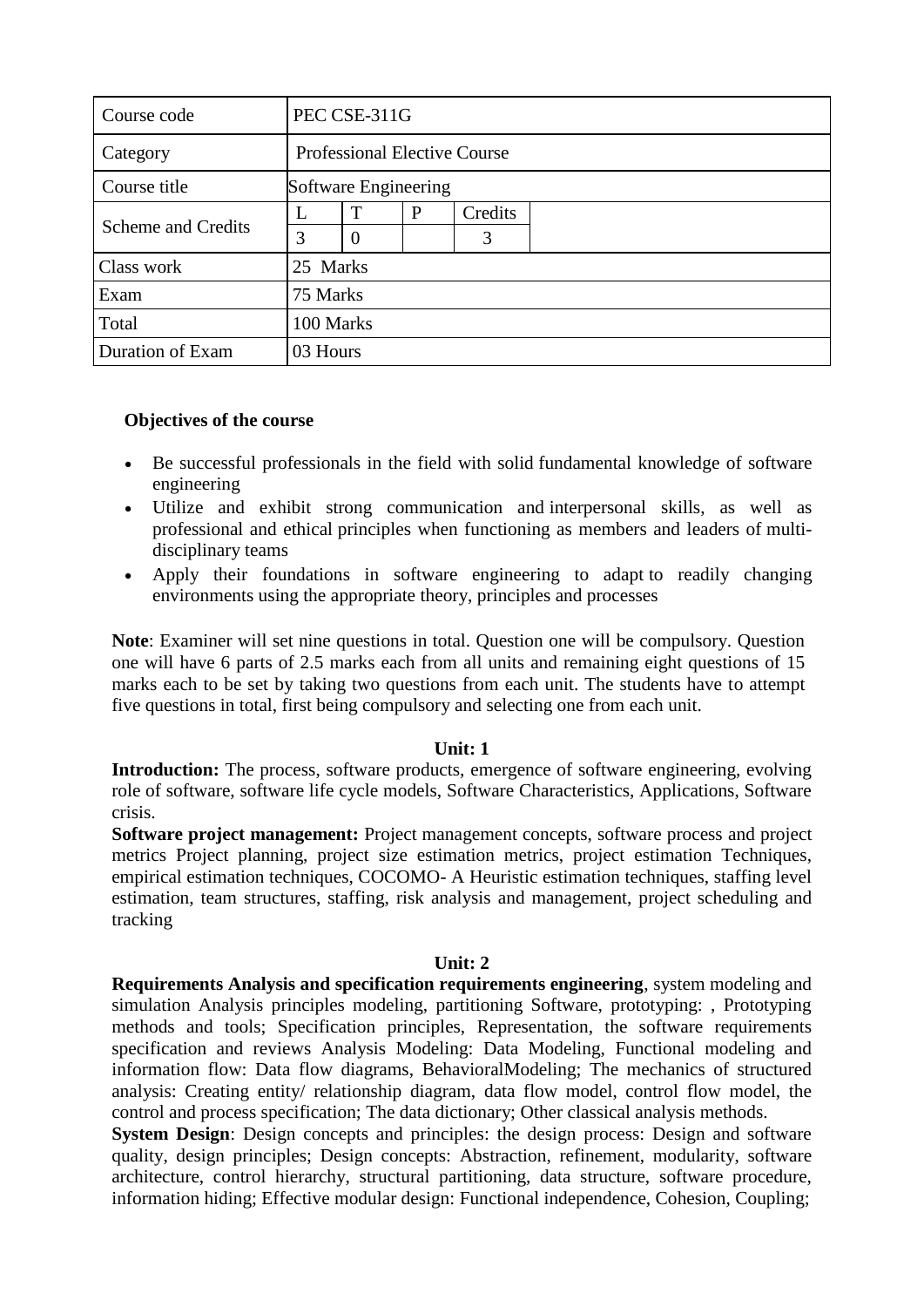| Course code | PEC CSE-311G | | | | |
| --- | --- | --- | --- | --- | --- |
| Category | Professional Elective Course | | | | |
| Course title | Software Engineering | | | | |
| Scheme and Credits | L | T | P | Credits | |
| | 3 | 0 | | 3 | |
| Class work | 25 Marks | | | | |
| Exam | 75 Marks | | | | |
| Total | 100 Marks | | | | |
| Duration of Exam | 03 Hours | | | | |

**Objectives of the course**

- Be successful professionals in the field with solid fundamental knowledge of software engineering
- Utilize and exhibit strong communication and interpersonal skills, as well as professional and ethical principles when functioning as members and leaders of multi-disciplinary teams
- Apply their foundations in software engineering to adapt to readily changing environments using the appropriate theory, principles and processes

**Note**: Examiner will set nine questions in total. Question one will be compulsory. Question one will have 6 parts of 2.5 marks each from all units and remaining eight questions of 15 marks each to be set by taking two questions from each unit. The students have to attempt five questions in total, first being compulsory and selecting one from each unit.

**Unit: 1**

**Introduction:** The process, software products, emergence of software engineering, evolving role of software, software life cycle models, Software Characteristics, Applications, Software crisis.

**Software project management:** Project management concepts, software process and project metrics Project planning, project size estimation metrics, project estimation Techniques, empirical estimation techniques, COCOMO- A Heuristic estimation techniques, staffing level estimation, team structures, staffing, risk analysis and management, project scheduling and tracking

**Unit: 2**

**Requirements Analysis and specification requirements engineering**, system modeling and simulation Analysis principles modeling, partitioning Software, prototyping: , Prototyping methods and tools; Specification principles, Representation, the software requirements specification and reviews Analysis Modeling: Data Modeling, Functional modeling and information flow: Data flow diagrams, BehavioralModeling; The mechanics of structured analysis: Creating entity/ relationship diagram, data flow model, control flow model, the control and process specification; The data dictionary; Other classical analysis methods.

**System Design**: Design concepts and principles: the design process: Design and software quality, design principles; Design concepts: Abstraction, refinement, modularity, software architecture, control hierarchy, structural partitioning, data structure, software procedure, information hiding; Effective modular design: Functional independence, Cohesion, Coupling;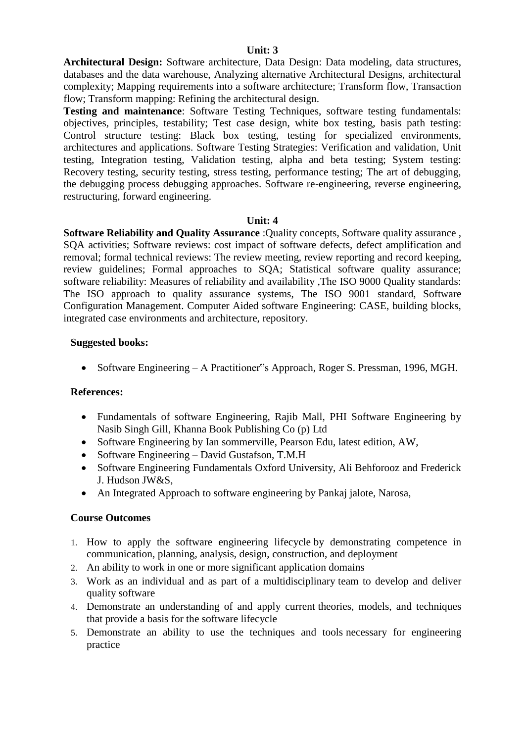### Unit: 3

**Architectural Design:** Software architecture, Data Design: Data modeling, data structures, databases and the data warehouse, Analyzing alternative Architectural Designs, architectural complexity; Mapping requirements into a software architecture; Transform flow, Transaction flow; Transform mapping: Refining the architectural design.

**Testing and maintenance**: Software Testing Techniques, software testing fundamentals: objectives, principles, testability; Test case design, white box testing, basis path testing: Control structure testing: Black box testing, testing for specialized environments, architectures and applications. Software Testing Strategies: Verification and validation, Unit testing, Integration testing, Validation testing, alpha and beta testing; System testing: Recovery testing, security testing, stress testing, performance testing; The art of debugging, the debugging process debugging approaches. Software re-engineering, reverse engineering, restructuring, forward engineering.

### Unit: 4

**Software Reliability and Quality Assurance** :Quality concepts, Software quality assurance , SQA activities; Software reviews: cost impact of software defects, defect amplification and removal; formal technical reviews: The review meeting, review reporting and record keeping, review guidelines; Formal approaches to SQA; Statistical software quality assurance; software reliability: Measures of reliability and availability ,The ISO 9000 Quality standards: The ISO approach to quality assurance systems, The ISO 9001 standard, Software Configuration Management. Computer Aided software Engineering: CASE, building blocks, integrated case environments and architecture, repository.

**Suggested books:**

- Software Engineering – A Practitioner"s Approach, Roger S. Pressman, 1996, MGH.

**References:**

- Fundamentals of software Engineering, Rajib Mall, PHI Software Engineering by Nasib Singh Gill, Khanna Book Publishing Co (p) Ltd
- Software Engineering by Ian sommerville, Pearson Edu, latest edition, AW,
- Software Engineering – David Gustafson, T.M.H
- Software Engineering Fundamentals Oxford University, Ali Behforooz and Frederick J. Hudson JW&S,
- An Integrated Approach to software engineering by Pankaj jalote, Narosa,

**Course Outcomes**

1. How to apply the software engineering lifecycle by demonstrating competence in communication, planning, analysis, design, construction, and deployment
2. An ability to work in one or more significant application domains
3. Work as an individual and as part of a multidisciplinary team to develop and deliver quality software
4. Demonstrate an understanding of and apply current theories, models, and techniques that provide a basis for the software lifecycle
5. Demonstrate an ability to use the techniques and tools necessary for engineering practice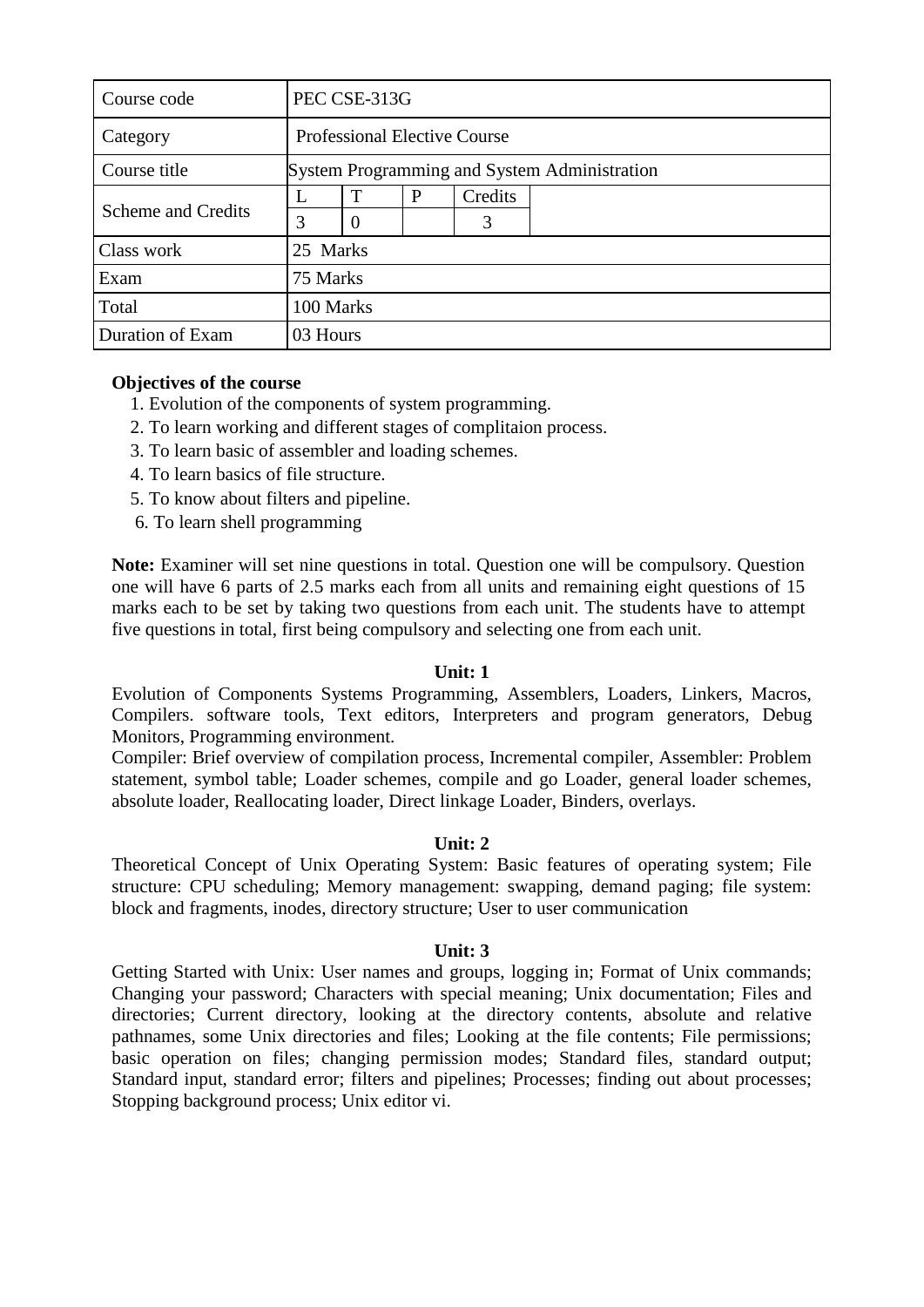| Course code | PEC CSE-313G | | | | |
|---|---|---|---|---|---|
| Category | Professional Elective Course | | | | |
| Course title | System Programming and System Administration | | | | |
| Scheme and Credits | L | T | P | Credits | |
| | 3 | 0 | | 3 | |
| Class work | 25 Marks | | | | |
| Exam | 75 Marks | | | | |
| Total | 100 Marks | | | | |
| Duration of Exam | 03 Hours | | | | |

**Objectives of the course**

1. Evolution of the components of system programming.
2. To learn working and different stages of complitaion process.
3. To learn basic of assembler and loading schemes.
4. To learn basics of file structure.
5. To know about filters and pipeline.
6. To learn shell programming

**Note:** Examiner will set nine questions in total. Question one will be compulsory. Question one will have 6 parts of 2.5 marks each from all units and remaining eight questions of 15 marks each to be set by taking two questions from each unit. The students have to attempt five questions in total, first being compulsory and selecting one from each unit.

**Unit: 1**

Evolution of Components Systems Programming, Assemblers, Loaders, Linkers, Macros, Compilers. software tools, Text editors, Interpreters and program generators, Debug Monitors, Programming environment.

Compiler: Brief overview of compilation process, Incremental compiler, Assembler: Problem statement, symbol table; Loader schemes, compile and go Loader, general loader schemes, absolute loader, Reallocating loader, Direct linkage Loader, Binders, overlays.

**Unit: 2**

Theoretical Concept of Unix Operating System: Basic features of operating system; File structure: CPU scheduling; Memory management: swapping, demand paging; file system: block and fragments, inodes, directory structure; User to user communication

**Unit: 3**

Getting Started with Unix: User names and groups, logging in; Format of Unix commands; Changing your password; Characters with special meaning; Unix documentation; Files and directories; Current directory, looking at the directory contents, absolute and relative pathnames, some Unix directories and files; Looking at the file contents; File permissions; basic operation on files; changing permission modes; Standard files, standard output; Standard input, standard error; filters and pipelines; Processes; finding out about processes; Stopping background process; Unix editor vi.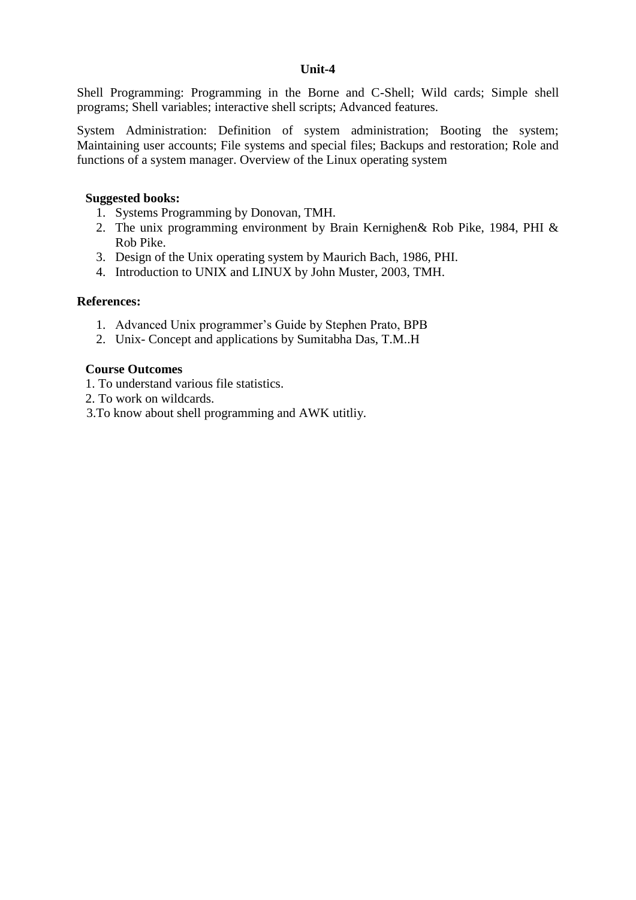### Unit-4

Shell Programming: Programming in the Borne and C-Shell; Wild cards; Simple shell programs; Shell variables; interactive shell scripts; Advanced features.

System Administration: Definition of system administration; Booting the system; Maintaining user accounts; File systems and special files; Backups and restoration; Role and functions of a system manager. Overview of the Linux operating system

**Suggested books:**

1. Systems Programming by Donovan, TMH.
2. The unix programming environment by Brain Kernighen& Rob Pike, 1984, PHI & Rob Pike.
3. Design of the Unix operating system by Maurich Bach, 1986, PHI.
4. Introduction to UNIX and LINUX by John Muster, 2003, TMH.

**References:**

1. Advanced Unix programmer's Guide by Stephen Prato, BPB
2. Unix- Concept and applications by Sumitabha Das, T.M..H

**Course Outcomes**

1. To understand various file statistics.
2. To work on wildcards.
3. To know about shell programming and AWK utitliy.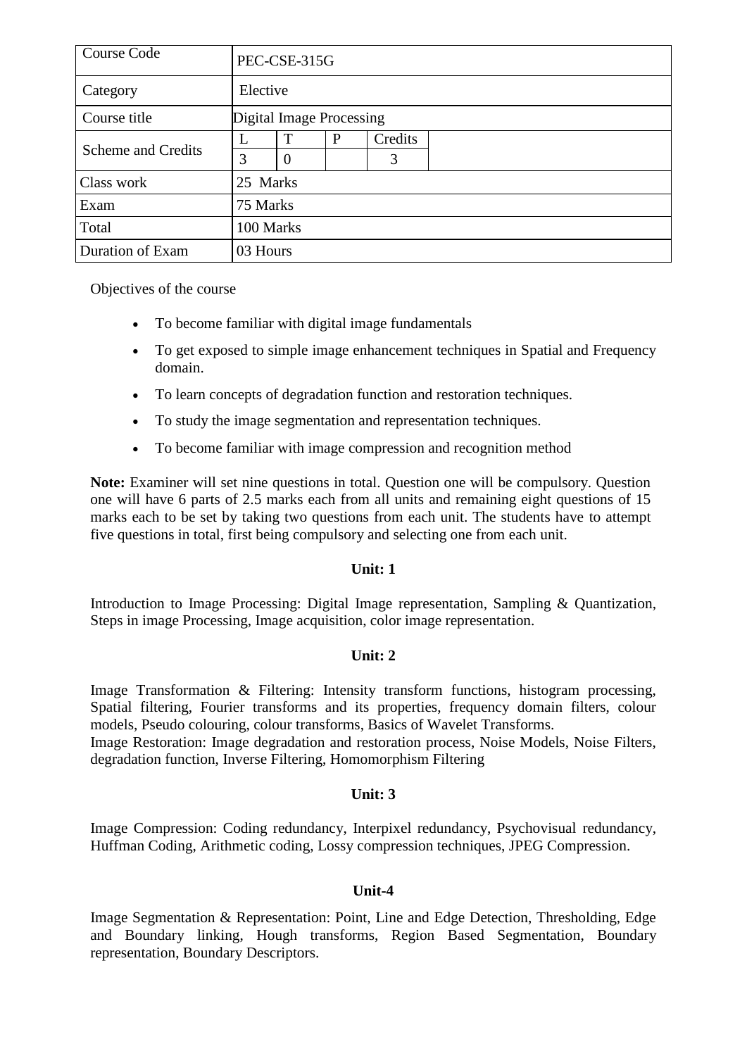| Course Code | PEC-CSE-315G | | | | |
|---|---|---|---|---|---|
| Category | Elective | | | | |
| Course title | Digital Image Processing | | | | |
| Scheme and Credits | L | T | P | Credits | |
| | 3 | 0 | | 3 | |
| Class work | 25 Marks | | | | |
| Exam | 75 Marks | | | | |
| Total | 100 Marks | | | | |
| Duration of Exam | 03 Hours | | | | |

Objectives of the course

- To become familiar with digital image fundamentals
- To get exposed to simple image enhancement techniques in Spatial and Frequency domain.
- To learn concepts of degradation function and restoration techniques.
- To study the image segmentation and representation techniques.
- To become familiar with image compression and recognition method

**Note:** Examiner will set nine questions in total. Question one will be compulsory. Question one will have 6 parts of 2.5 marks each from all units and remaining eight questions of 15 marks each to be set by taking two questions from each unit. The students have to attempt five questions in total, first being compulsory and selecting one from each unit.

**Unit: 1**

Introduction to Image Processing: Digital Image representation, Sampling & Quantization, Steps in image Processing, Image acquisition, color image representation.

**Unit: 2**

Image Transformation & Filtering: Intensity transform functions, histogram processing, Spatial filtering, Fourier transforms and its properties, frequency domain filters, colour models, Pseudo colouring, colour transforms, Basics of Wavelet Transforms.
Image Restoration: Image degradation and restoration process, Noise Models, Noise Filters, degradation function, Inverse Filtering, Homomorphism Filtering

**Unit: 3**

Image Compression: Coding redundancy, Interpixel redundancy, Psychovisual redundancy, Huffman Coding, Arithmetic coding, Lossy compression techniques, JPEG Compression.

**Unit-4**

Image Segmentation & Representation: Point, Line and Edge Detection, Thresholding, Edge and Boundary linking, Hough transforms, Region Based Segmentation, Boundary representation, Boundary Descriptors.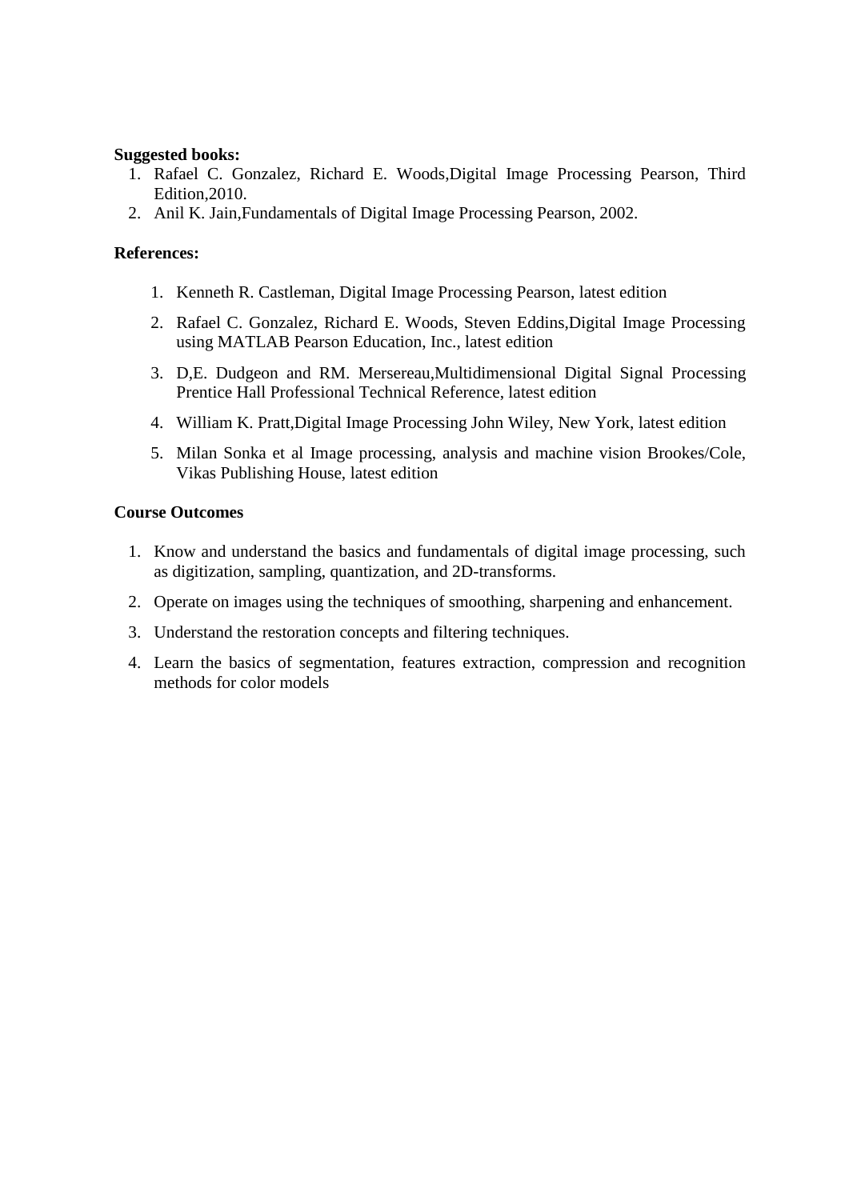**Suggested books:**

1. Rafael C. Gonzalez, Richard E. Woods,Digital Image Processing Pearson, Third Edition,2010.
2. Anil K. Jain,Fundamentals of Digital Image Processing Pearson, 2002.

**References:**

1. Kenneth R. Castleman, Digital Image Processing Pearson, latest edition
2. Rafael C. Gonzalez, Richard E. Woods, Steven Eddins,Digital Image Processing using MATLAB Pearson Education, Inc., latest edition
3. D,E. Dudgeon and RM. Mersereau,Multidimensional Digital Signal Processing Prentice Hall Professional Technical Reference, latest edition
4. William K. Pratt,Digital Image Processing John Wiley, New York, latest edition
5. Milan Sonka et al Image processing, analysis and machine vision Brookes/Cole, Vikas Publishing House, latest edition

**Course Outcomes**

1. Know and understand the basics and fundamentals of digital image processing, such as digitization, sampling, quantization, and 2D-transforms.
2. Operate on images using the techniques of smoothing, sharpening and enhancement.
3. Understand the restoration concepts and filtering techniques.
4. Learn the basics of segmentation, features extraction, compression and recognition methods for color models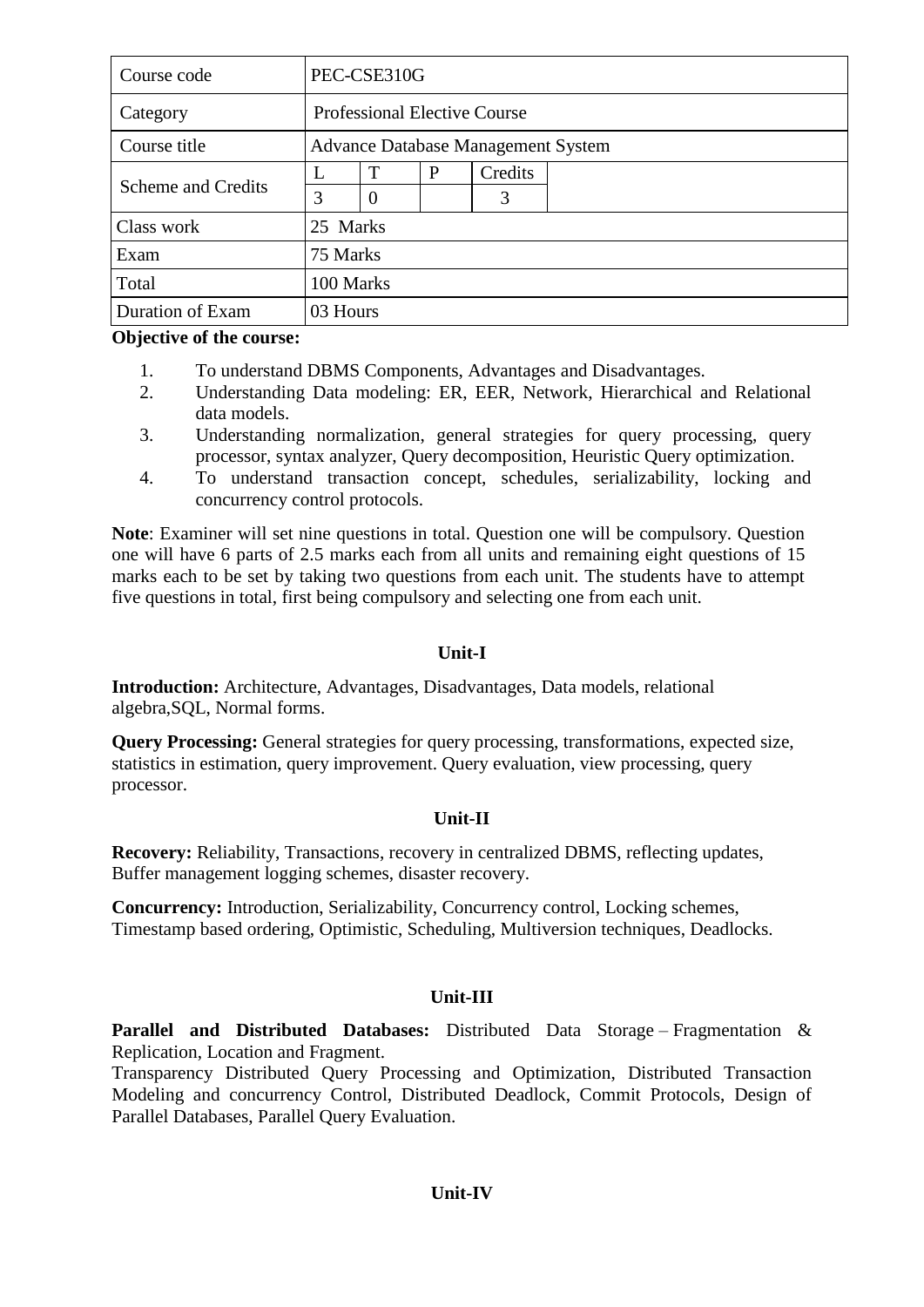| Course code | PEC-CSE310G | | | | |
|---|---|---|---|---|---|
| Category | Professional Elective Course | | | | |
| Course title | Advance Database Management System | | | | |
| Scheme and Credits | L | T | P | Credits | |
| | 3 | 0 | | 3 | |
| Class work | 25 Marks | | | | |
| Exam | 75 Marks | | | | |
| Total | 100 Marks | | | | |
| Duration of Exam | 03 Hours | | | | |

**Objective of the course:**

1. To understand DBMS Components, Advantages and Disadvantages.
2. Understanding Data modeling: ER, EER, Network, Hierarchical and Relational data models.
3. Understanding normalization, general strategies for query processing, query processor, syntax analyzer, Query decomposition, Heuristic Query optimization.
4. To understand transaction concept, schedules, serializability, locking and concurrency control protocols.

**Note**: Examiner will set nine questions in total. Question one will be compulsory. Question one will have 6 parts of 2.5 marks each from all units and remaining eight questions of 15 marks each to be set by taking two questions from each unit. The students have to attempt five questions in total, first being compulsory and selecting one from each unit.

## Unit-I

**Introduction:** Architecture, Advantages, Disadvantages, Data models, relational algebra,SQL, Normal forms.

**Query Processing:** General strategies for query processing, transformations, expected size, statistics in estimation, query improvement. Query evaluation, view processing, query processor.

## Unit-II

**Recovery:** Reliability, Transactions, recovery in centralized DBMS, reflecting updates, Buffer management logging schemes, disaster recovery.

**Concurrency:** Introduction, Serializability, Concurrency control, Locking schemes, Timestamp based ordering, Optimistic, Scheduling, Multiversion techniques, Deadlocks.

## Unit-III

**Parallel and Distributed Databases:** Distributed Data Storage – Fragmentation & Replication, Location and Fragment.

Transparency Distributed Query Processing and Optimization, Distributed Transaction Modeling and concurrency Control, Distributed Deadlock, Commit Protocols, Design of Parallel Databases, Parallel Query Evaluation.

## Unit-IV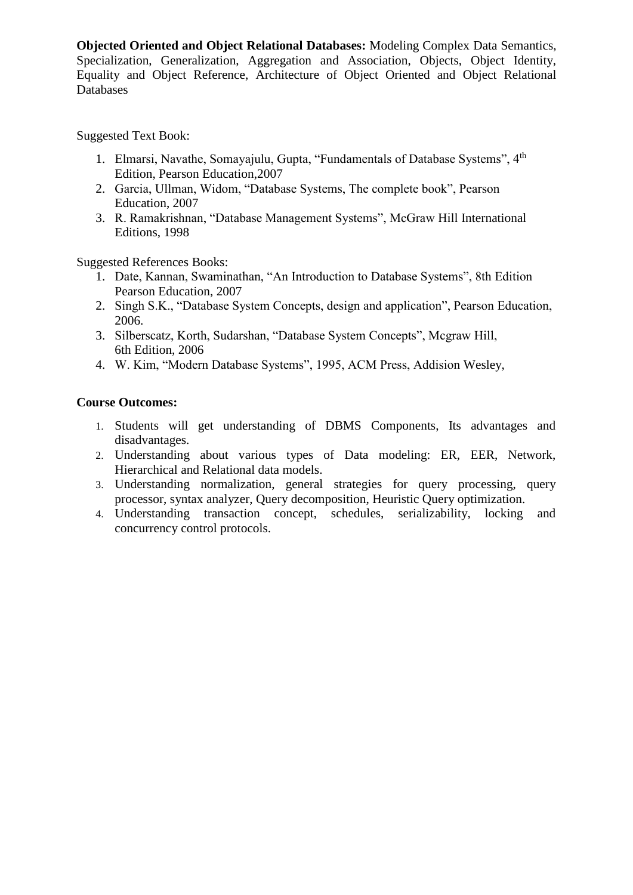**Objected Oriented and Object Relational Databases:** Modeling Complex Data Semantics, Specialization, Generalization, Aggregation and Association, Objects, Object Identity, Equality and Object Reference, Architecture of Object Oriented and Object Relational Databases

Suggested Text Book:

1. Elmarsi, Navathe, Somayajulu, Gupta, "Fundamentals of Database Systems", 4th Edition, Pearson Education,2007
2. Garcia, Ullman, Widom, "Database Systems, The complete book", Pearson Education, 2007
3. R. Ramakrishnan, "Database Management Systems", McGraw Hill International Editions, 1998

Suggested References Books:

1. Date, Kannan, Swaminathan, "An Introduction to Database Systems", 8th Edition Pearson Education, 2007
2. Singh S.K., "Database System Concepts, design and application", Pearson Education, 2006.
3. Silberscatz, Korth, Sudarshan, "Database System Concepts", Mcgraw Hill, 6th Edition, 2006
4. W. Kim, "Modern Database Systems", 1995, ACM Press, Addision Wesley,

**Course Outcomes:**

1. Students will get understanding of DBMS Components, Its advantages and disadvantages.
2. Understanding about various types of Data modeling: ER, EER, Network, Hierarchical and Relational data models.
3. Understanding normalization, general strategies for query processing, query processor, syntax analyzer, Query decomposition, Heuristic Query optimization.
4. Understanding transaction concept, schedules, serializability, locking and concurrency control protocols.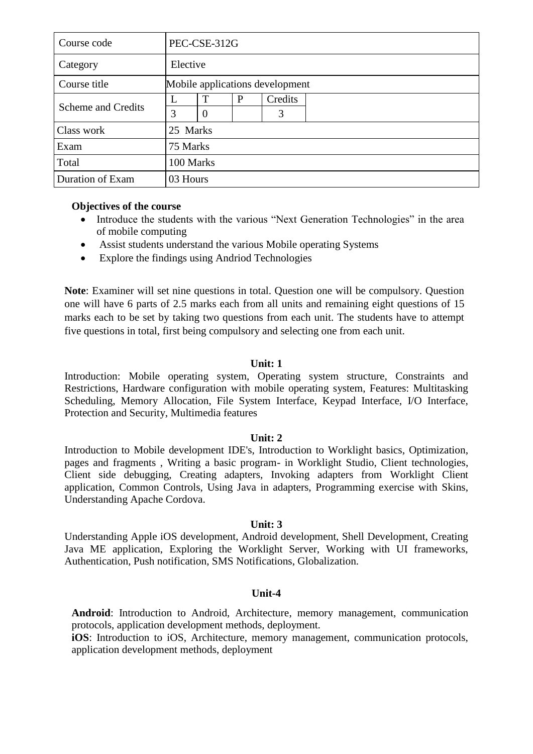| Course code | PEC-CSE-312G | | | | |
|---|---|---|---|---|---|
| Category | Elective | | | | |
| Course title | Mobile applications development | | | | |
| Scheme and Credits | L | T | P | Credits | |
| | 3 | 0 | | 3 | |
| Class work | 25 Marks | | | | |
| Exam | 75 Marks | | | | |
| Total | 100 Marks | | | | |
| Duration of Exam | 03 Hours | | | | |

**Objectives of the course**

- Introduce the students with the various "Next Generation Technologies" in the area of mobile computing
- Assist students understand the various Mobile operating Systems
- Explore the findings using Andriod Technologies

**Note**: Examiner will set nine questions in total. Question one will be compulsory. Question one will have 6 parts of 2.5 marks each from all units and remaining eight questions of 15 marks each to be set by taking two questions from each unit. The students have to attempt five questions in total, first being compulsory and selecting one from each unit.

**Unit: 1**

Introduction: Mobile operating system, Operating system structure, Constraints and Restrictions, Hardware configuration with mobile operating system, Features: Multitasking Scheduling, Memory Allocation, File System Interface, Keypad Interface, I/O Interface, Protection and Security, Multimedia features

**Unit: 2**

Introduction to Mobile development IDE's, Introduction to Worklight basics, Optimization, pages and fragments , Writing a basic program- in Worklight Studio, Client technologies, Client side debugging, Creating adapters, Invoking adapters from Worklight Client application, Common Controls, Using Java in adapters, Programming exercise with Skins, Understanding Apache Cordova.

**Unit: 3**

Understanding Apple iOS development, Android development, Shell Development, Creating Java ME application, Exploring the Worklight Server, Working with UI frameworks, Authentication, Push notification, SMS Notifications, Globalization.

**Unit-4**

**Android**: Introduction to Android, Architecture, memory management, communication protocols, application development methods, deployment.

**iOS**: Introduction to iOS, Architecture, memory management, communication protocols, application development methods, deployment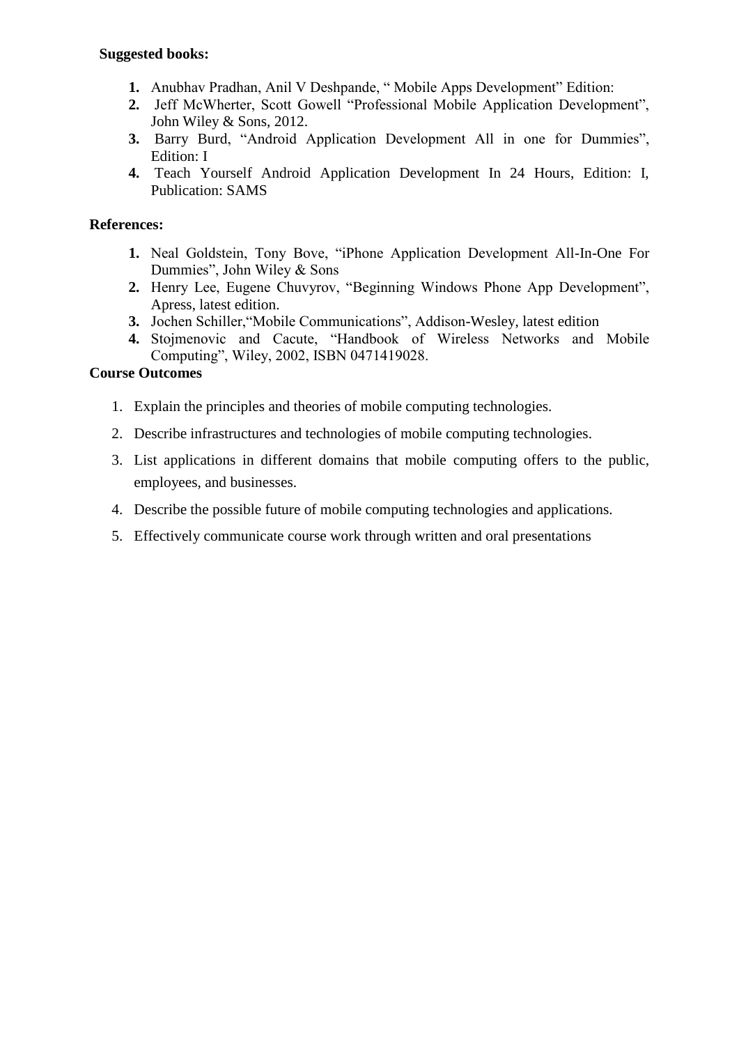**Suggested books:**

1. Anubhav Pradhan, Anil V Deshpande, " Mobile Apps Development" Edition:
2. Jeff McWherter, Scott Gowell "Professional Mobile Application Development", John Wiley & Sons, 2012.
3. Barry Burd, "Android Application Development All in one for Dummies", Edition: I
4. Teach Yourself Android Application Development In 24 Hours, Edition: I, Publication: SAMS

**References:**

1. Neal Goldstein, Tony Bove, "iPhone Application Development All-In-One For Dummies", John Wiley & Sons
2. Henry Lee, Eugene Chuvyrov, "Beginning Windows Phone App Development", Apress, latest edition.
3. Jochen Schiller,"Mobile Communications", Addison-Wesley, latest edition
4. Stojmenovic and Cacute, "Handbook of Wireless Networks and Mobile Computing", Wiley, 2002, ISBN 0471419028.

**Course Outcomes**

1. Explain the principles and theories of mobile computing technologies.
2. Describe infrastructures and technologies of mobile computing technologies.
3. List applications in different domains that mobile computing offers to the public, employees, and businesses.
4. Describe the possible future of mobile computing technologies and applications.
5. Effectively communicate course work through written and oral presentations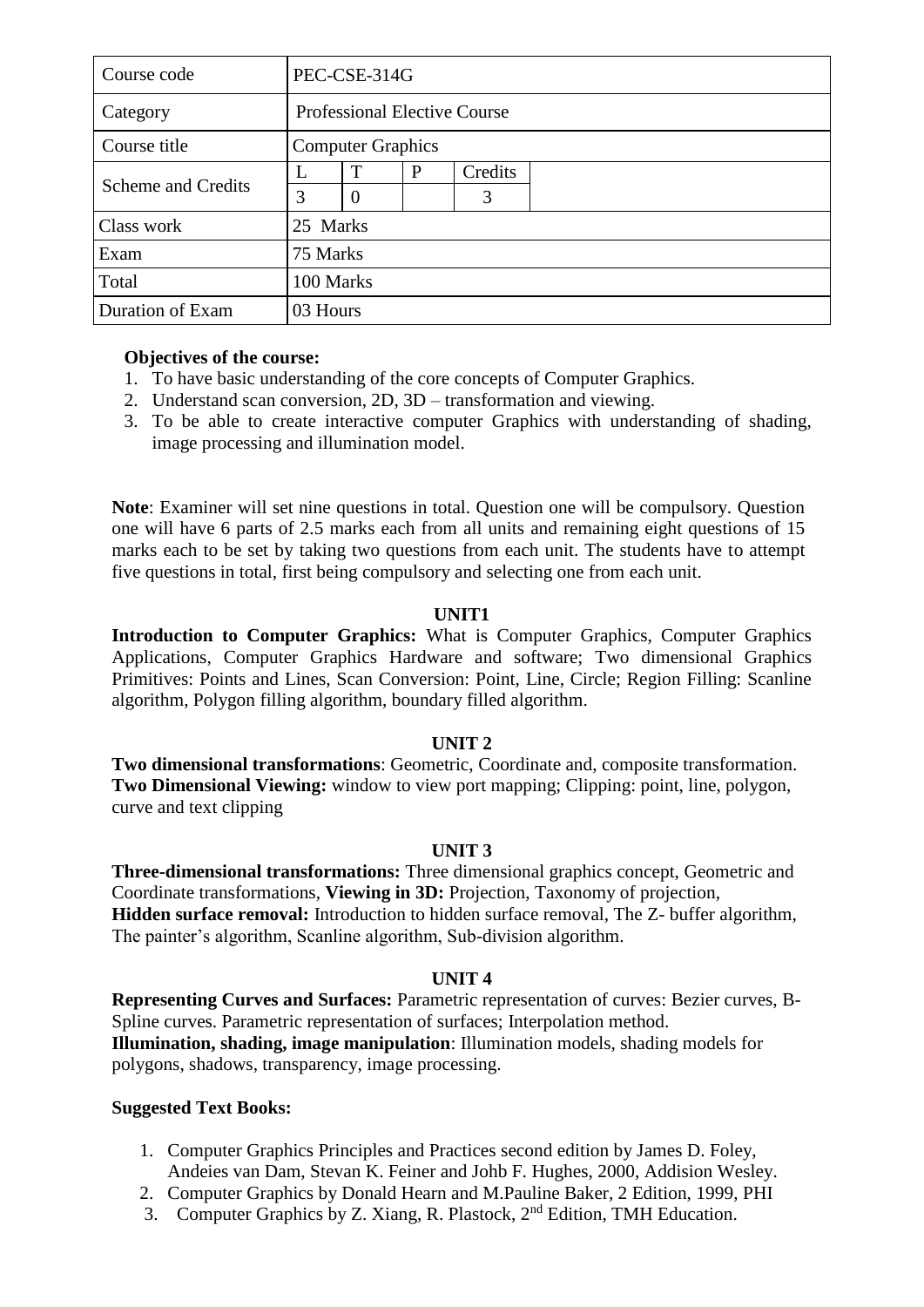| Course code | PEC-CSE-314G | | | | |
|---|---|---|---|---|---|
| Category | Professional Elective Course | | | | |
| Course title | Computer Graphics | | | | |
| Scheme and Credits | L | T | P | Credits | |
| | 3 | 0 | | 3 | |
| Class work | 25 Marks | | | | |
| Exam | 75 Marks | | | | |
| Total | 100 Marks | | | | |
| Duration of Exam | 03 Hours | | | | |

**Objectives of the course:**

1. To have basic understanding of the core concepts of Computer Graphics.
2. Understand scan conversion, 2D, 3D – transformation and viewing.
3. To be able to create interactive computer Graphics with understanding of shading, image processing and illumination model.

**Note**: Examiner will set nine questions in total. Question one will be compulsory. Question one will have 6 parts of 2.5 marks each from all units and remaining eight questions of 15 marks each to be set by taking two questions from each unit. The students have to attempt five questions in total, first being compulsory and selecting one from each unit.

### UNIT1

**Introduction to Computer Graphics:** What is Computer Graphics, Computer Graphics Applications, Computer Graphics Hardware and software; Two dimensional Graphics Primitives: Points and Lines, Scan Conversion: Point, Line, Circle; Region Filling: Scanline algorithm, Polygon filling algorithm, boundary filled algorithm.

### UNIT 2

**Two dimensional transformations**: Geometric, Coordinate and, composite transformation.
**Two Dimensional Viewing:** window to view port mapping; Clipping: point, line, polygon, curve and text clipping

### UNIT 3

**Three-dimensional transformations:** Three dimensional graphics concept, Geometric and Coordinate transformations, **Viewing in 3D:** Projection, Taxonomy of projection,
**Hidden surface removal:** Introduction to hidden surface removal, The Z- buffer algorithm, The painter's algorithm, Scanline algorithm, Sub-division algorithm.

### UNIT 4

**Representing Curves and Surfaces:** Parametric representation of curves: Bezier curves, B-Spline curves. Parametric representation of surfaces; Interpolation method.
**Illumination, shading, image manipulation**: Illumination models, shading models for polygons, shadows, transparency, image processing.

**Suggested Text Books:**

1. Computer Graphics Principles and Practices second edition by James D. Foley, Andeies van Dam, Stevan K. Feiner and Johb F. Hughes, 2000, Addision Wesley.
2. Computer Graphics by Donald Hearn and M.Pauline Baker, 2 Edition, 1999, PHI
3. Computer Graphics by Z. Xiang, R. Plastock, 2nd Edition, TMH Education.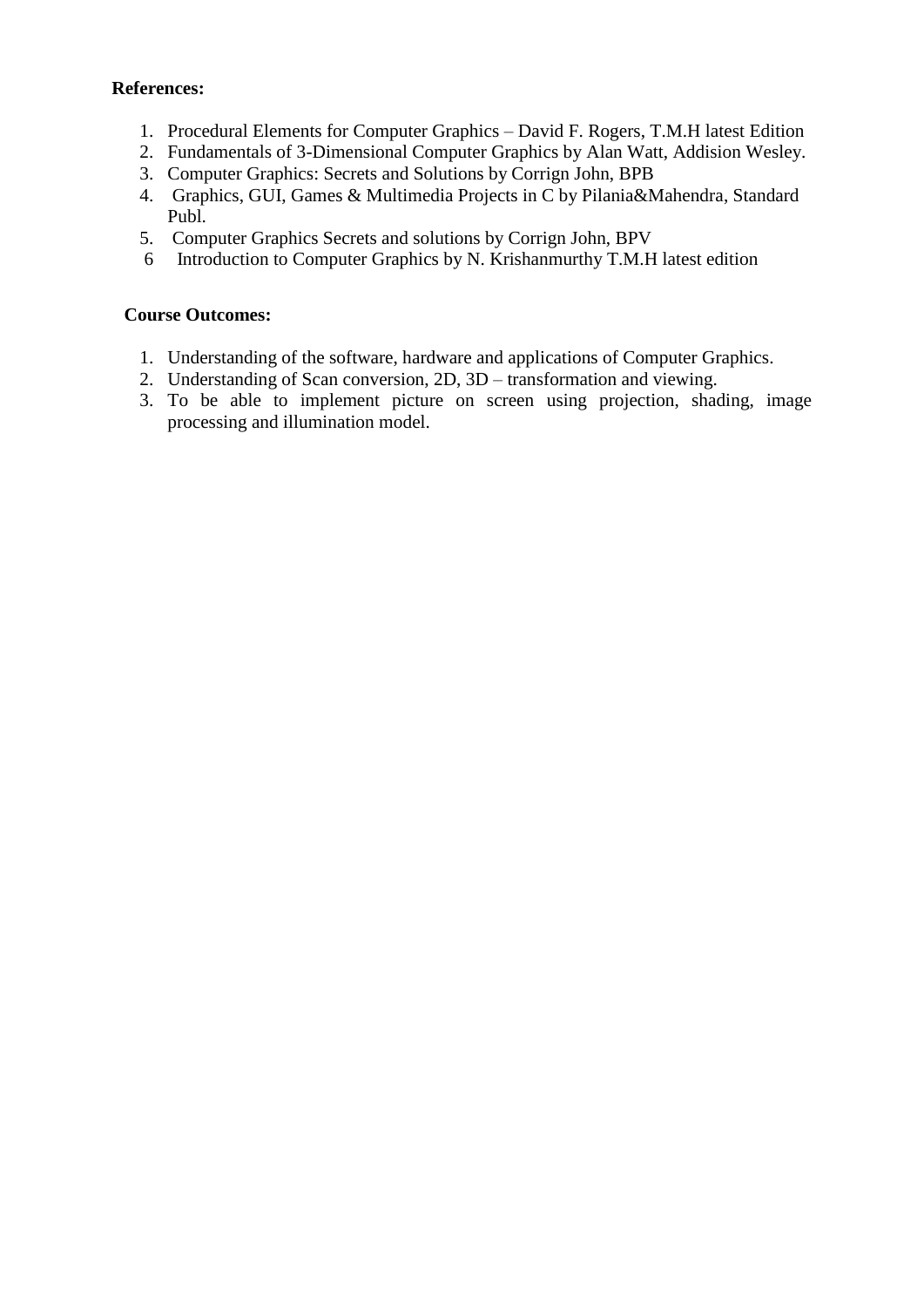**References:**

1. Procedural Elements for Computer Graphics – David F. Rogers, T.M.H latest Edition
2. Fundamentals of 3-Dimensional Computer Graphics by Alan Watt, Addision Wesley.
3. Computer Graphics: Secrets and Solutions by Corrign John, BPB
4. Graphics, GUI, Games & Multimedia Projects in C by Pilania&Mahendra, Standard Publ.
5. Computer Graphics Secrets and solutions by Corrign John, BPV
6. Introduction to Computer Graphics by N. Krishanmurthy T.M.H latest edition

**Course Outcomes:**

1. Understanding of the software, hardware and applications of Computer Graphics.
2. Understanding of Scan conversion, 2D, 3D – transformation and viewing.
3. To be able to implement picture on screen using projection, shading, image processing and illumination model.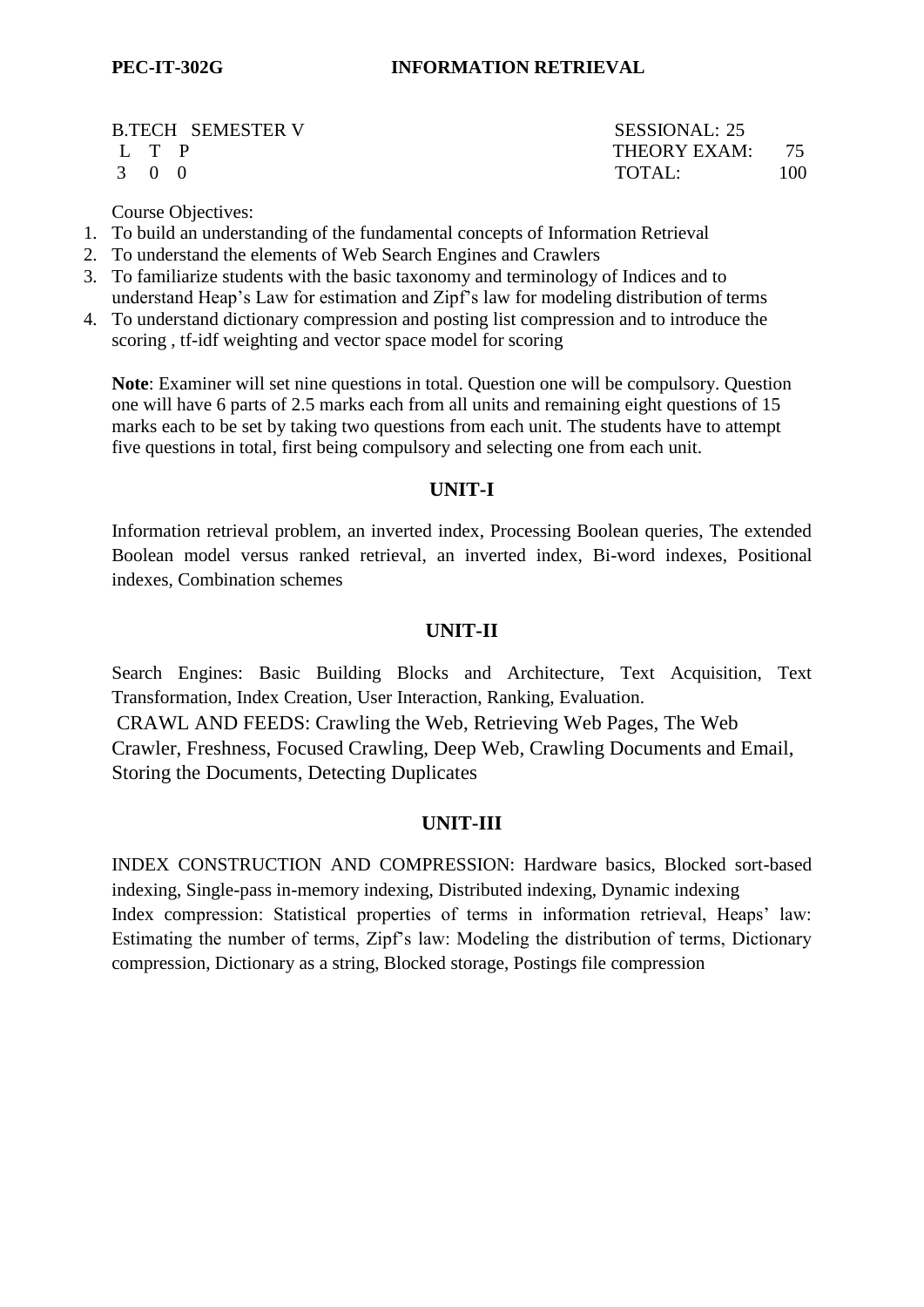**PEC-IT-302G** **INFORMATION RETRIEVAL**

| B.TECH SEMESTER V | SESSIONAL: 25 |
|---|---|
| L T P | THEORY EXAM: 75 |
| 3 0 0 | TOTAL: 100 |

Course Objectives:

1. To build an understanding of the fundamental concepts of Information Retrieval
2. To understand the elements of Web Search Engines and Crawlers
3. To familiarize students with the basic taxonomy and terminology of Indices and to understand Heap's Law for estimation and Zipf's law for modeling distribution of terms
4. To understand dictionary compression and posting list compression and to introduce the scoring , tf-idf weighting and vector space model for scoring

**Note**: Examiner will set nine questions in total. Question one will be compulsory. Question one will have 6 parts of 2.5 marks each from all units and remaining eight questions of 15 marks each to be set by taking two questions from each unit. The students have to attempt five questions in total, first being compulsory and selecting one from each unit.

## UNIT-I

Information retrieval problem, an inverted index, Processing Boolean queries, The extended Boolean model versus ranked retrieval, an inverted index, Bi-word indexes, Positional indexes, Combination schemes

## UNIT-II

Search Engines: Basic Building Blocks and Architecture, Text Acquisition, Text Transformation, Index Creation, User Interaction, Ranking, Evaluation.

CRAWL AND FEEDS: Crawling the Web, Retrieving Web Pages, The Web Crawler, Freshness, Focused Crawling, Deep Web, Crawling Documents and Email, Storing the Documents, Detecting Duplicates

## UNIT-III

INDEX CONSTRUCTION AND COMPRESSION: Hardware basics, Blocked sort-based indexing, Single-pass in-memory indexing, Distributed indexing, Dynamic indexing

Index compression: Statistical properties of terms in information retrieval, Heaps' law: Estimating the number of terms, Zipf's law: Modeling the distribution of terms, Dictionary compression, Dictionary as a string, Blocked storage, Postings file compression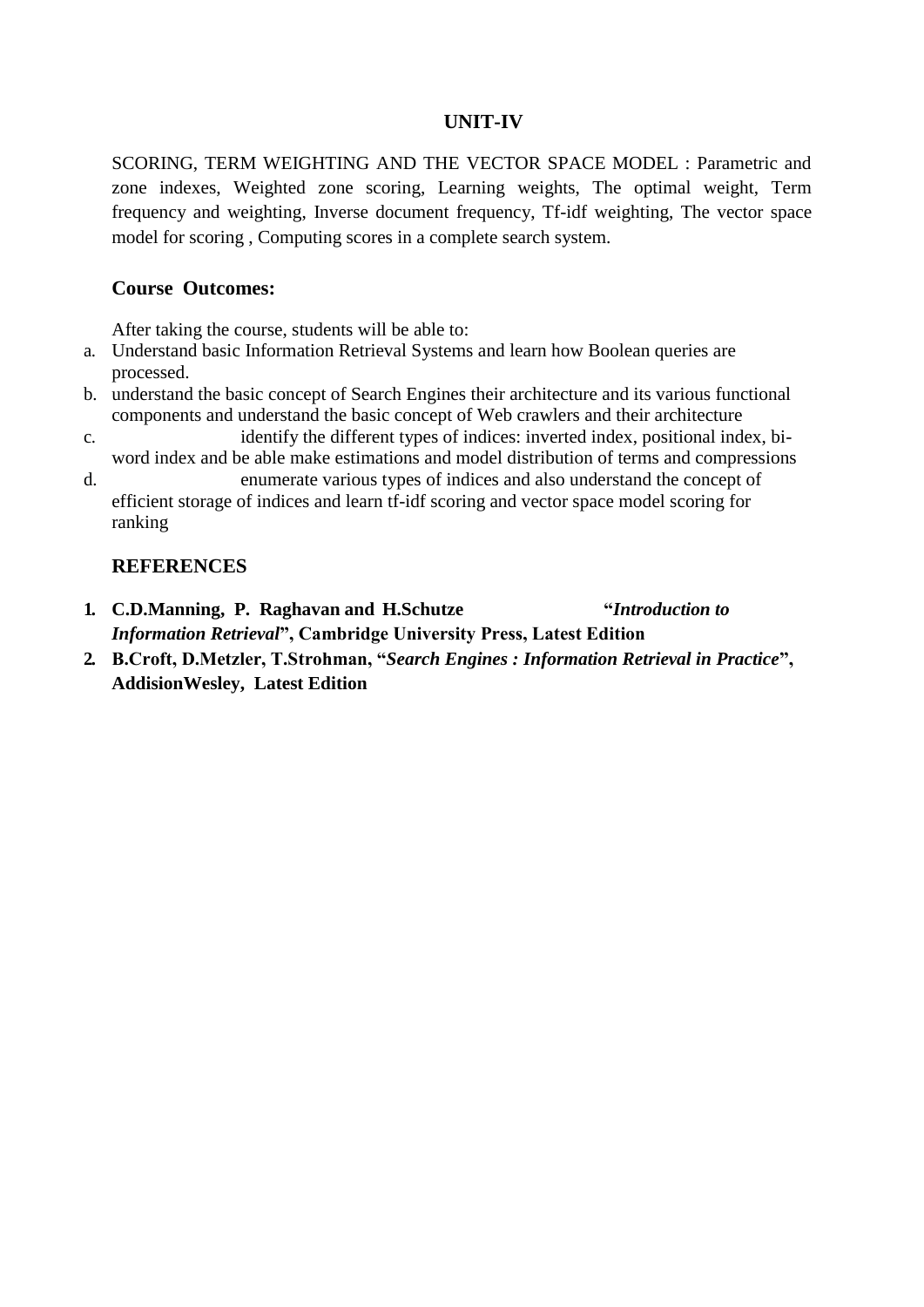## UNIT-IV

SCORING, TERM WEIGHTING AND THE VECTOR SPACE MODEL : Parametric and zone indexes, Weighted zone scoring, Learning weights, The optimal weight, Term frequency and weighting, Inverse document frequency, Tf-idf weighting, The vector space model for scoring , Computing scores in a complete search system.

### Course Outcomes:

After taking the course, students will be able to:

a. Understand basic Information Retrieval Systems and learn how Boolean queries are processed.
b. understand the basic concept of Search Engines their architecture and its various functional components and understand the basic concept of Web crawlers and their architecture
c. identify the different types of indices: inverted index, positional index, bi-word index and be able make estimations and model distribution of terms and compressions
d. enumerate various types of indices and also understand the concept of efficient storage of indices and learn tf-idf scoring and vector space model scoring for ranking

### REFERENCES

1. **C.D.Manning, P. Raghavan and H.Schutze "*Introduction to Information Retrieval*", Cambridge University Press, Latest Edition**
2. **B.Croft, D.Metzler, T.Strohman, "*Search Engines : Information Retrieval in Practice*", AddisionWesley, Latest Edition**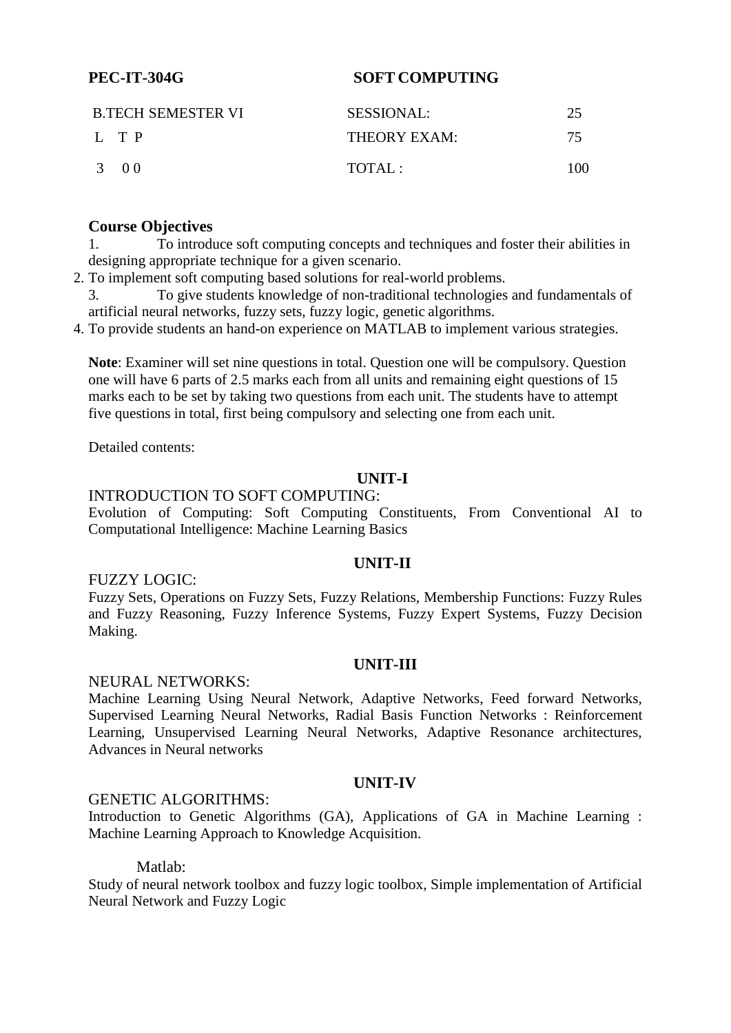**PEC-IT-304G** **SOFT COMPUTING**

| B.TECH SEMESTER VI | SESSIONAL: | 25 |
|---|---|---|
| L T P | THEORY EXAM: | 75 |
| 3 0 0 | TOTAL : | 100 |

### Course Objectives

1. To introduce soft computing concepts and techniques and foster their abilities in designing appropriate technique for a given scenario.
2. To implement soft computing based solutions for real-world problems.
3. To give students knowledge of non-traditional technologies and fundamentals of artificial neural networks, fuzzy sets, fuzzy logic, genetic algorithms.
4. To provide students an hand-on experience on MATLAB to implement various strategies.

**Note**: Examiner will set nine questions in total. Question one will be compulsory. Question one will have 6 parts of 2.5 marks each from all units and remaining eight questions of 15 marks each to be set by taking two questions from each unit. The students have to attempt five questions in total, first being compulsory and selecting one from each unit.

Detailed contents:

**UNIT-I**

INTRODUCTION TO SOFT COMPUTING:

Evolution of Computing: Soft Computing Constituents, From Conventional AI to Computational Intelligence: Machine Learning Basics

**UNIT-II**

FUZZY LOGIC:

Fuzzy Sets, Operations on Fuzzy Sets, Fuzzy Relations, Membership Functions: Fuzzy Rules and Fuzzy Reasoning, Fuzzy Inference Systems, Fuzzy Expert Systems, Fuzzy Decision Making.

**UNIT-III**

NEURAL NETWORKS:

Machine Learning Using Neural Network, Adaptive Networks, Feed forward Networks, Supervised Learning Neural Networks, Radial Basis Function Networks : Reinforcement Learning, Unsupervised Learning Neural Networks, Adaptive Resonance architectures, Advances in Neural networks

**UNIT-IV**

GENETIC ALGORITHMS:

Introduction to Genetic Algorithms (GA), Applications of GA in Machine Learning : Machine Learning Approach to Knowledge Acquisition.

Matlab:

Study of neural network toolbox and fuzzy logic toolbox, Simple implementation of Artificial Neural Network and Fuzzy Logic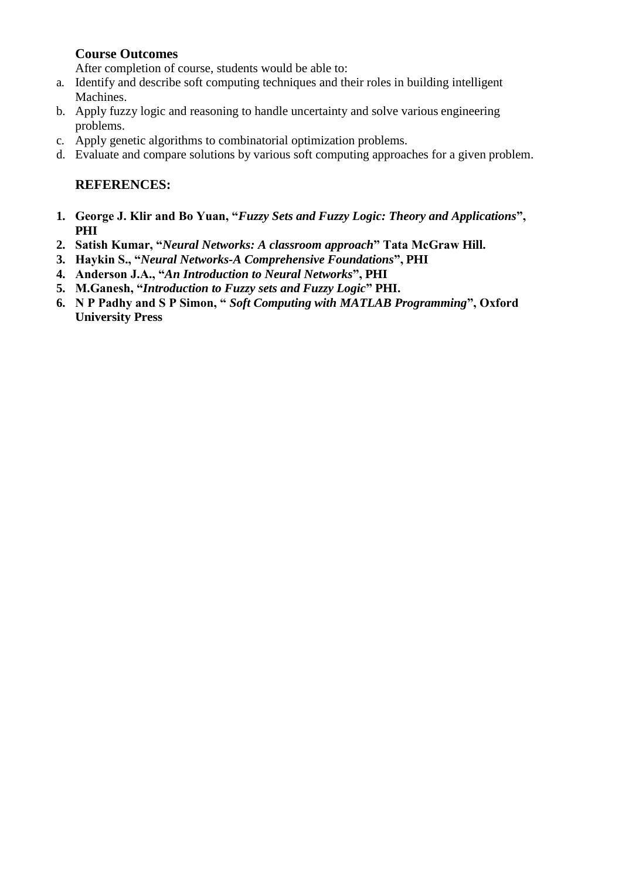### Course Outcomes

After completion of course, students would be able to:

a. Identify and describe soft computing techniques and their roles in building intelligent Machines.
b. Apply fuzzy logic and reasoning to handle uncertainty and solve various engineering problems.
c. Apply genetic algorithms to combinatorial optimization problems.
d. Evaluate and compare solutions by various soft computing approaches for a given problem.

### REFERENCES:

1. **George J. Klir and Bo Yuan, "*Fuzzy Sets and Fuzzy Logic: Theory and Applications*", PHI**
2. **Satish Kumar, "*Neural Networks: A classroom approach*" Tata McGraw Hill.**
3. **Haykin S., "*Neural Networks-A Comprehensive Foundations*", PHI**
4. **Anderson J.A., "*An Introduction to Neural Networks*", PHI**
5. **M.Ganesh, "*Introduction to Fuzzy sets and Fuzzy Logic*" PHI.**
6. **N P Padhy and S P Simon, " *Soft Computing with MATLAB Programming*", Oxford University Press**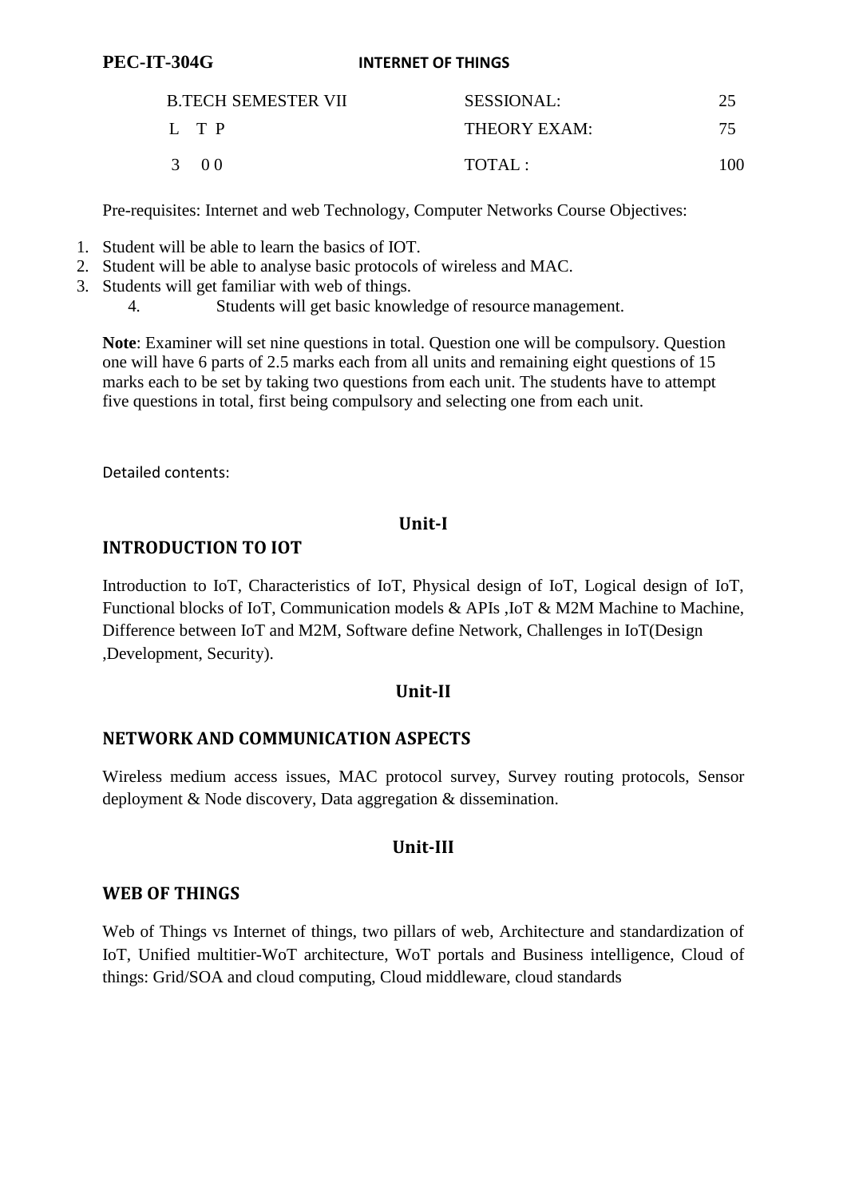**PEC-IT-304G** **INTERNET OF THINGS**

| B.TECH SEMESTER VII | SESSIONAL: | 25 |
|---|---|---|
| L T P | THEORY EXAM: | 75 |
| 3 0 0 | TOTAL : | 100 |

Pre-requisites: Internet and web Technology, Computer Networks Course Objectives:

1. Student will be able to learn the basics of IOT.
2. Student will be able to analyse basic protocols of wireless and MAC.
3. Students will get familiar with web of things.
4. Students will get basic knowledge of resource management.

**Note**: Examiner will set nine questions in total. Question one will be compulsory. Question one will have 6 parts of 2.5 marks each from all units and remaining eight questions of 15 marks each to be set by taking two questions from each unit. The students have to attempt five questions in total, first being compulsory and selecting one from each unit.

Detailed contents:

## Unit-I

### INTRODUCTION TO IOT

Introduction to IoT, Characteristics of IoT, Physical design of IoT, Logical design of IoT, Functional blocks of IoT, Communication models & APIs ,IoT & M2M Machine to Machine, Difference between IoT and M2M, Software define Network, Challenges in IoT(Design ,Development, Security).

## Unit-II

### NETWORK AND COMMUNICATION ASPECTS

Wireless medium access issues, MAC protocol survey, Survey routing protocols, Sensor deployment & Node discovery, Data aggregation & dissemination.

## Unit-III

### WEB OF THINGS

Web of Things vs Internet of things, two pillars of web, Architecture and standardization of IoT, Unified multitier-WoT architecture, WoT portals and Business intelligence, Cloud of things: Grid/SOA and cloud computing, Cloud middleware, cloud standards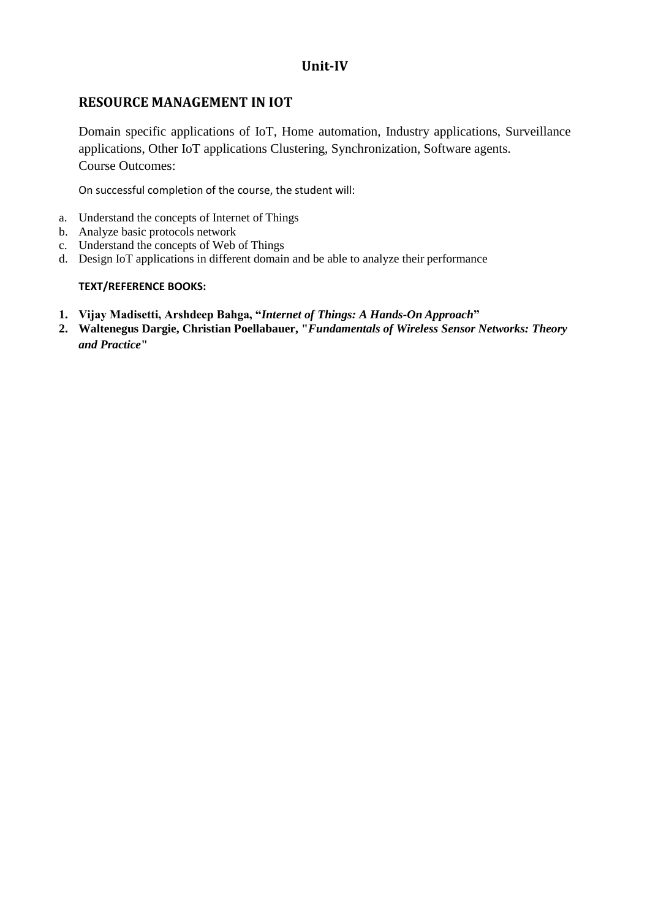## Unit-IV

### RESOURCE MANAGEMENT IN IOT

Domain specific applications of IoT, Home automation, Industry applications, Surveillance applications, Other IoT applications Clustering, Synchronization, Software agents.
Course Outcomes:

On successful completion of the course, the student will:

a. Understand the concepts of Internet of Things
b. Analyze basic protocols network
c. Understand the concepts of Web of Things
d. Design IoT applications in different domain and be able to analyze their performance

**TEXT/REFERENCE BOOKS:**

1. **Vijay Madisetti, Arshdeep Bahga, "*Internet of Things: A Hands-On Approach*"**
2. **Waltenegus Dargie, Christian Poellabauer, "*Fundamentals of Wireless Sensor Networks: Theory and Practice*"**